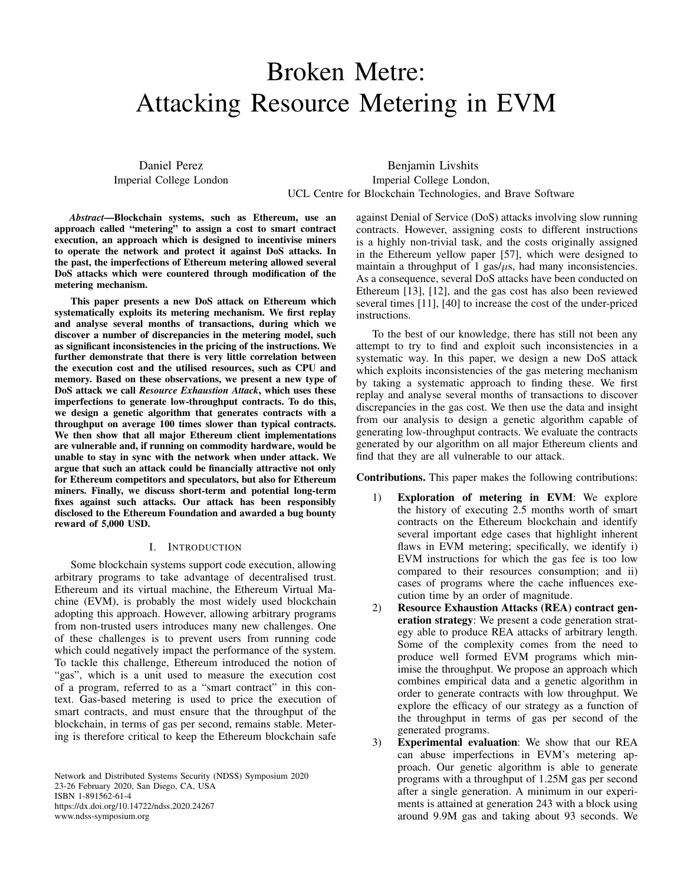# Broken Metre: Attacking Resource Metering in EVM

Daniel Perez
Imperial College London

Benjamin Livshits
Imperial College London,
UCL Centre for Blockchain Technologies, and Brave Software

***Abstract*—Blockchain systems, such as Ethereum, use an approach called "metering" to assign a cost to smart contract execution, an approach which is designed to incentivise miners to operate the network and protect it against DoS attacks. In the past, the imperfections of Ethereum metering allowed several DoS attacks which were countered through modification of the metering mechanism.**

**This paper presents a new DoS attack on Ethereum which systematically exploits its metering mechanism. We first replay and analyse several months of transactions, during which we discover a number of discrepancies in the metering model, such as significant inconsistencies in the pricing of the instructions. We further demonstrate that there is very little correlation between the execution cost and the utilised resources, such as CPU and memory. Based on these observations, we present a new type of DoS attack we call *Resource Exhaustion Attack*, which uses these imperfections to generate low-throughput contracts. To do this, we design a genetic algorithm that generates contracts with a throughput on average 100 times slower than typical contracts. We then show that all major Ethereum client implementations are vulnerable and, if running on commodity hardware, would be unable to stay in sync with the network when under attack. We argue that such an attack could be financially attractive not only for Ethereum competitors and speculators, but also for Ethereum miners. Finally, we discuss short-term and potential long-term fixes against such attacks. Our attack has been responsibly disclosed to the Ethereum Foundation and awarded a bug bounty reward of 5,000 USD.**

## I. Introduction

Some blockchain systems support code execution, allowing arbitrary programs to take advantage of decentralised trust. Ethereum and its virtual machine, the Ethereum Virtual Machine (EVM), is probably the most widely used blockchain adopting this approach. However, allowing arbitrary programs from non-trusted users introduces many new challenges. One of these challenges is to prevent users from running code which could negatively impact the performance of the system. To tackle this challenge, Ethereum introduced the notion of "gas", which is a unit used to measure the execution cost of a program, referred to as a "smart contract" in this context. Gas-based metering is used to price the execution of smart contracts, and must ensure that the throughput of the blockchain, in terms of gas per second, remains stable. Metering is therefore critical to keep the Ethereum blockchain safe against Denial of Service (DoS) attacks involving slow running contracts. However, assigning costs to different instructions is a highly non-trivial task, and the costs originally assigned in the Ethereum yellow paper [57], which were designed to maintain a throughput of 1 gas/$\mu$s, had many inconsistencies. As a consequence, several DoS attacks have been conducted on Ethereum [13], [12], and the gas cost has also been reviewed several times [11], [40] to increase the cost of the under-priced instructions.

To the best of our knowledge, there has still not been any attempt to try to find and exploit such inconsistencies in a systematic way. In this paper, we design a new DoS attack which exploits inconsistencies of the gas metering mechanism by taking a systematic approach to finding these. We first replay and analyse several months of transactions to discover discrepancies in the gas cost. We then use the data and insight from our analysis to design a genetic algorithm capable of generating low-throughput contracts. We evaluate the contracts generated by our algorithm on all major Ethereum clients and find that they are all vulnerable to our attack.

**Contributions.** This paper makes the following contributions:

1) **Exploration of metering in EVM**: We explore the history of executing 2.5 months worth of smart contracts on the Ethereum blockchain and identify several important edge cases that highlight inherent flaws in EVM metering; specifically, we identify i) EVM instructions for which the gas fee is too low compared to their resources consumption; and ii) cases of programs where the cache influences execution time by an order of magnitude.
2) **Resource Exhaustion Attacks (REA) contract generation strategy**: We present a code generation strategy able to produce REA attacks of arbitrary length. Some of the complexity comes from the need to produce well formed EVM programs which minimise the throughput. We propose an approach which combines empirical data and a genetic algorithm in order to generate contracts with low throughput. We explore the efficacy of our strategy as a function of the throughput in terms of gas per second of the generated programs.
3) **Experimental evaluation**: We show that our REA can abuse imperfections in EVM's metering approach. Our genetic algorithm is able to generate programs with a throughput of 1.25M gas per second after a single generation. A minimum in our experiments is attained at generation 243 with a block using around 9.9M gas and taking about 93 seconds. We

Network and Distributed Systems Security (NDSS) Symposium 2020
23-26 February 2020, San Diego, CA, USA
ISBN 1-891562-61-4
https://dx.doi.org/10.14722/ndss.2020.24267
www.ndss-symposium.org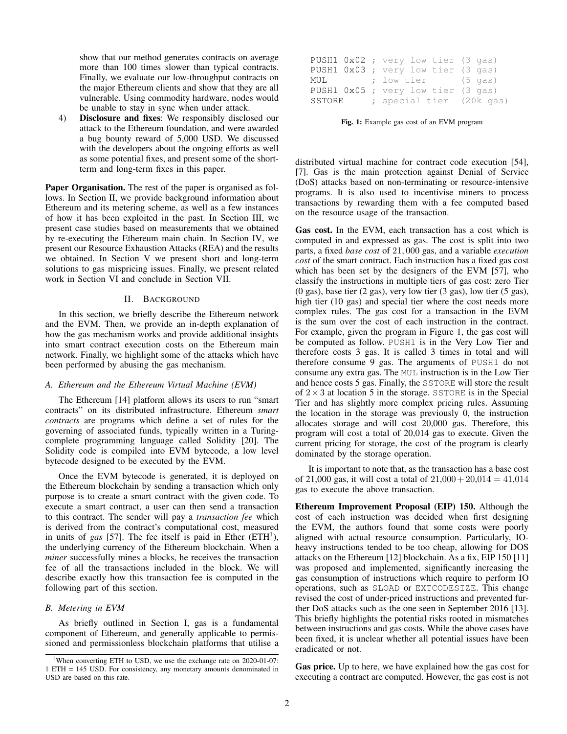show that our method generates contracts on average more than 100 times slower than typical contracts. Finally, we evaluate our low-throughput contracts on the major Ethereum clients and show that they are all vulnerable. Using commodity hardware, nodes would be unable to stay in sync when under attack.

4) **Disclosure and fixes**: We responsibly disclosed our attack to the Ethereum foundation, and were awarded a bug bounty reward of 5,000 USD. We discussed with the developers about the ongoing efforts as well as some potential fixes, and present some of the short-term and long-term fixes in this paper.

**Paper Organisation.** The rest of the paper is organised as follows. In Section II, we provide background information about Ethereum and its metering scheme, as well as a few instances of how it has been exploited in the past. In Section III, we present case studies based on measurements that we obtained by re-executing the Ethereum main chain. In Section IV, we present our Resource Exhaustion Attacks (REA) and the results we obtained. In Section V we present short and long-term solutions to gas mispricing issues. Finally, we present related work in Section VI and conclude in Section VII.

## II. Background

In this section, we briefly describe the Ethereum network and the EVM. Then, we provide an in-depth explanation of how the gas mechanism works and provide additional insights into smart contract execution costs on the Ethereum main network. Finally, we highlight some of the attacks which have been performed by abusing the gas mechanism.

### A. Ethereum and the Ethereum Virtual Machine (EVM)

The Ethereum [14] platform allows its users to run "smart contracts" on its distributed infrastructure. Ethereum *smart contracts* are programs which define a set of rules for the governing of associated funds, typically written in a Turing-complete programming language called Solidity [20]. The Solidity code is compiled into EVM bytecode, a low level bytecode designed to be executed by the EVM.

Once the EVM bytecode is generated, it is deployed on the Ethereum blockchain by sending a transaction which only purpose is to create a smart contract with the given code. To execute a smart contract, a user can then send a transaction to this contract. The sender will pay a *transaction fee* which is derived from the contract's computational cost, measured in units of *gas* [57]. The fee itself is paid in Ether (ETH[1]), the underlying currency of the Ethereum blockchain. When a *miner* successfully mines a blocks, he receives the transaction fee of all the transactions included in the block. We will describe exactly how this transaction fee is computed in the following part of this section.

### B. Metering in EVM

As briefly outlined in Section I, gas is a fundamental component of Ethereum, and generally applicable to permissioned and permissionless blockchain platforms that utilise a distributed virtual machine for contract code execution [54], [7]. Gas is the main protection against Denial of Service (DoS) attacks based on non-terminating or resource-intensive programs. It is also used to incentivise miners to process transactions by rewarding them with a fee computed based on the resource usage of the transaction.

```
PUSH1 0x02 ; very low tier (3 gas)
PUSH1 0x03 ; very low tier (3 gas)
MUL        ; low tier      (5 gas)
PUSH1 0x05 ; very low tier (3 gas)
SSTORE     ; special tier  (20k gas)
```

**Fig. 1:** Example gas cost of an EVM program

**Gas cost.** In the EVM, each transaction has a cost which is computed in and expressed as gas. The cost is split into two parts, a fixed *base cost* of $21,000$ gas, and a variable *execution cost* of the smart contract. Each instruction has a fixed gas cost which has been set by the designers of the EVM [57], who classify the instructions in multiple tiers of gas cost: zero Tier (0 gas), base tier (2 gas), very low tier (3 gas), low tier (5 gas), high tier (10 gas) and special tier where the cost needs more complex rules. The gas cost for a transaction in the EVM is the sum over the cost of each instruction in the contract. For example, given the program in Figure 1, the gas cost will be computed as follow. PUSH1 is in the Very Low Tier and therefore costs 3 gas. It is called 3 times in total and will therefore consume 9 gas. The arguments of PUSH1 do not consume any extra gas. The MUL instruction is in the Low Tier and hence costs 5 gas. Finally, the SSTORE will store the result of $2 \times 3$ at location 5 in the storage. SSTORE is in the Special Tier and has slightly more complex pricing rules. Assuming the location in the storage was previously 0, the instruction allocates storage and will cost 20,000 gas. Therefore, this program will cost a total of 20,014 gas to execute. Given the current pricing for storage, the cost of the program is clearly dominated by the storage operation.

It is important to note that, as the transaction has a base cost of 21,000 gas, it will cost a total of $21{,}000 + 20{,}014 = 41{,}014$ gas to execute the above transaction.

**Ethereum Improvement Proposal (EIP) 150.** Although the cost of each instruction was decided when first designing the EVM, the authors found that some costs were poorly aligned with actual resource consumption. Particularly, IO-heavy instructions tended to be too cheap, allowing for DOS attacks on the Ethereum [12] blockchain. As a fix, EIP 150 [11] was proposed and implemented, significantly increasing the gas consumption of instructions which require to perform IO operations, such as SLOAD or EXTCODESIZE. This change revised the cost of under-priced instructions and prevented further DoS attacks such as the one seen in September 2016 [13]. This briefly highlights the potential risks rooted in mismatches between instructions and gas costs. While the above cases have been fixed, it is unclear whether all potential issues have been eradicated or not.

**Gas price.** Up to here, we have explained how the gas cost for executing a contract are computed. However, the gas cost is not

[1]When converting ETH to USD, we use the exchange rate on 2020-01-07: 1 ETH = 145 USD. For consistency, any monetary amounts denominated in USD are based on this rate.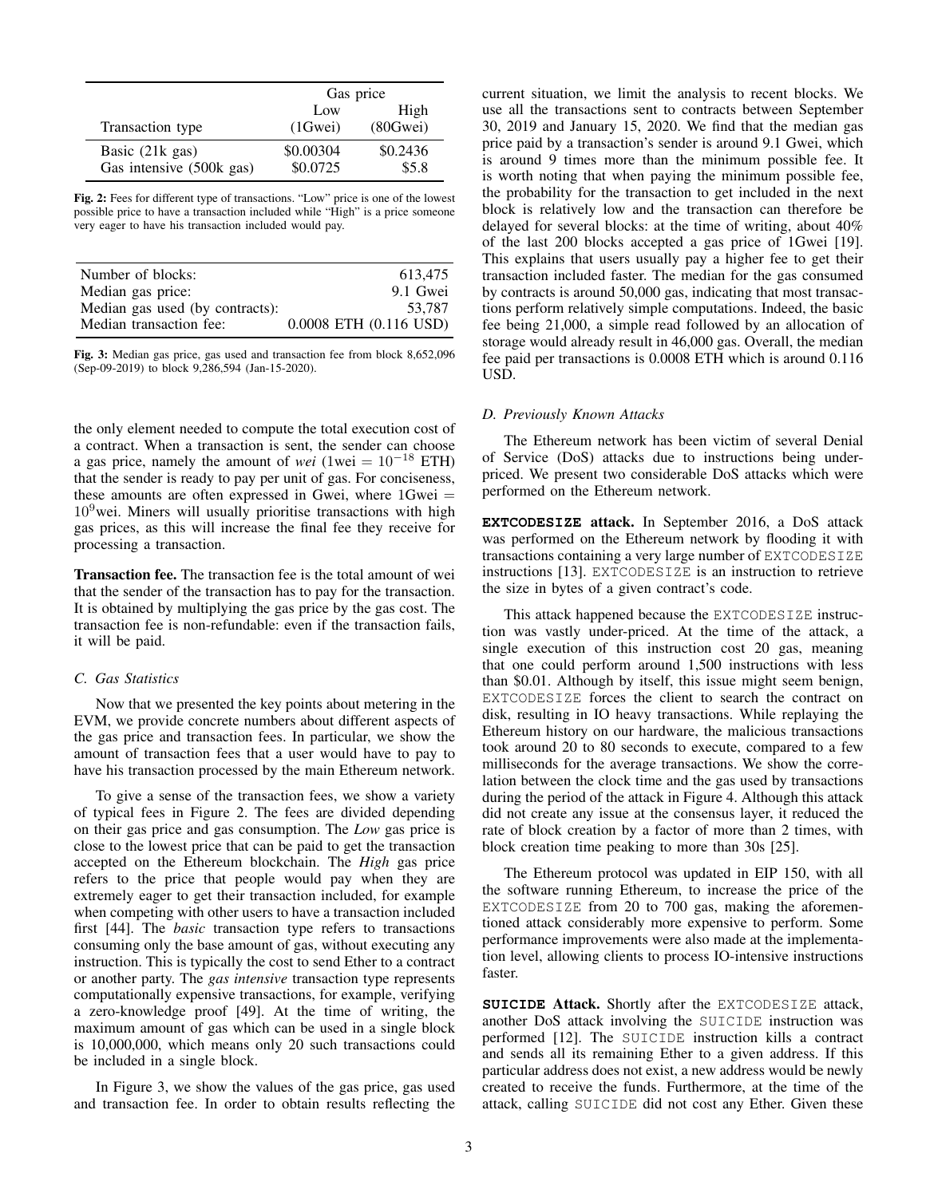| | Gas price | |
|---|---|---|
| | Low | High |
| Transaction type | (1Gwei) | (80Gwei) |
| Basic (21k gas) | \$0.00304 | \$0.2436 |
| Gas intensive (500k gas) | \$0.0725 | \$5.8 |

**Fig. 2:** Fees for different type of transactions. "Low" price is one of the lowest possible price to have a transaction included while "High" is a price someone very eager to have his transaction included would pay.

| | |
|---|---|
| Number of blocks: | 613,475 |
| Median gas price: | 9.1 Gwei |
| Median gas used (by contracts): | 53,787 |
| Median transaction fee: | 0.0008 ETH (0.116 USD) |

**Fig. 3:** Median gas price, gas used and transaction fee from block 8,652,096 (Sep-09-2019) to block 9,286,594 (Jan-15-2020).

the only element needed to compute the total execution cost of a contract. When a transaction is sent, the sender can choose a gas price, namely the amount of *wei* (1wei $= 10^{-18}$ ETH) that the sender is ready to pay per unit of gas. For conciseness, these amounts are often expressed in Gwei, where 1Gwei = $10^9$wei. Miners will usually prioritise transactions with high gas prices, as this will increase the final fee they receive for processing a transaction.

**Transaction fee.** The transaction fee is the total amount of wei that the sender of the transaction has to pay for the transaction. It is obtained by multiplying the gas price by the gas cost. The transaction fee is non-refundable: even if the transaction fails, it will be paid.

### C. Gas Statistics

Now that we presented the key points about metering in the EVM, we provide concrete numbers about different aspects of the gas price and transaction fees. In particular, we show the amount of transaction fees that a user would have to pay to have his transaction processed by the main Ethereum network.

To give a sense of the transaction fees, we show a variety of typical fees in Figure 2. The fees are divided depending on their gas price and gas consumption. The *Low* gas price is close to the lowest price that can be paid to get the transaction accepted on the Ethereum blockchain. The *High* gas price refers to the price that people would pay when they are extremely eager to get their transaction included, for example when competing with other users to have a transaction included first [44]. The *basic* transaction type refers to transactions consuming only the base amount of gas, without executing any instruction. This is typically the cost to send Ether to a contract or another party. The *gas intensive* transaction type represents computationally expensive transactions, for example, verifying a zero-knowledge proof [49]. At the time of writing, the maximum amount of gas which can be used in a single block is 10,000,000, which means only 20 such transactions could be included in a single block.

In Figure 3, we show the values of the gas price, gas used and transaction fee. In order to obtain results reflecting the current situation, we limit the analysis to recent blocks. We use all the transactions sent to contracts between September 30, 2019 and January 15, 2020. We find that the median gas price paid by a transaction's sender is around 9.1 Gwei, which is around 9 times more than the minimum possible fee. It is worth noting that when paying the minimum possible fee, the probability for the transaction to get included in the next block is relatively low and the transaction can therefore be delayed for several blocks: at the time of writing, about 40% of the last 200 blocks accepted a gas price of 1Gwei [19]. This explains that users usually pay a higher fee to get their transaction included faster. The median for the gas consumed by contracts is around 50,000 gas, indicating that most transactions perform relatively simple computations. Indeed, the basic fee being 21,000, a simple read followed by an allocation of storage would already result in 46,000 gas. Overall, the median fee paid per transactions is 0.0008 ETH which is around 0.116 USD.

### D. Previously Known Attacks

The Ethereum network has been victim of several Denial of Service (DoS) attacks due to instructions being underpriced. We present two considerable DoS attacks which were performed on the Ethereum network.

**`EXTCODESIZE` attack.** In September 2016, a DoS attack was performed on the Ethereum network by flooding it with transactions containing a very large number of `EXTCODESIZE` instructions [13]. `EXTCODESIZE` is an instruction to retrieve the size in bytes of a given contract's code.

This attack happened because the `EXTCODESIZE` instruction was vastly under-priced. At the time of the attack, a single execution of this instruction cost 20 gas, meaning that one could perform around 1,500 instructions with less than \$0.01. Although by itself, this issue might seem benign, `EXTCODESIZE` forces the client to search the contract on disk, resulting in IO heavy transactions. While replaying the Ethereum history on our hardware, the malicious transactions took around 20 to 80 seconds to execute, compared to a few milliseconds for the average transactions. We show the correlation between the clock time and the gas used by transactions during the period of the attack in Figure 4. Although this attack did not create any issue at the consensus layer, it reduced the rate of block creation by a factor of more than 2 times, with block creation time peaking to more than 30s [25].

The Ethereum protocol was updated in EIP 150, with all the software running Ethereum, to increase the price of the `EXTCODESIZE` from 20 to 700 gas, making the aforementioned attack considerably more expensive to perform. Some performance improvements were also made at the implementation level, allowing clients to process IO-intensive instructions faster.

**`SUICIDE` Attack.** Shortly after the `EXTCODESIZE` attack, another DoS attack involving the `SUICIDE` instruction was performed [12]. The `SUICIDE` instruction kills a contract and sends all its remaining Ether to a given address. If this particular address does not exist, a new address would be newly created to receive the funds. Furthermore, at the time of the attack, calling `SUICIDE` did not cost any Ether. Given these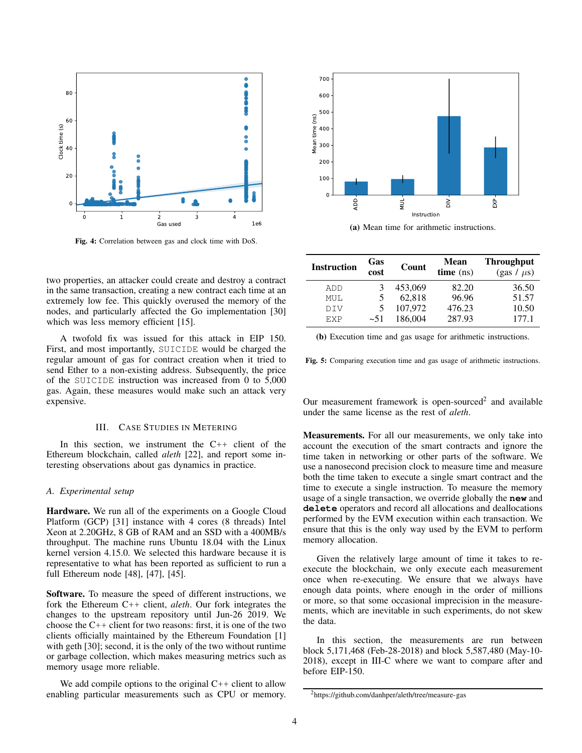Fig. 4: Correlation between gas and clock time with DoS.

two properties, an attacker could create and destroy a contract in the same transaction, creating a new contract each time at an extremely low fee. This quickly overused the memory of the nodes, and particularly affected the Go implementation [30] which was less memory efficient [15].

A twofold fix was issued for this attack in EIP 150. First, and most importantly, `SUICIDE` would be charged the regular amount of gas for contract creation when it tried to send Ether to a non-existing address. Subsequently, the price of the `SUICIDE` instruction was increased from 0 to 5,000 gas. Again, these measures would make such an attack very expensive.

## III. Case Studies in Metering

In this section, we instrument the C++ client of the Ethereum blockchain, called *aleth* [22], and report some interesting observations about gas dynamics in practice.

### A. Experimental setup

**Hardware.** We run all of the experiments on a Google Cloud Platform (GCP) [31] instance with 4 cores (8 threads) Intel Xeon at 2.20GHz, 8 GB of RAM and an SSD with a 400MB/s throughput. The machine runs Ubuntu 18.04 with the Linux kernel version 4.15.0. We selected this hardware because it is representative to what has been reported as sufficient to run a full Ethereum node [48], [47], [45].

**Software.** To measure the speed of different instructions, we fork the Ethereum C++ client, *aleth*. Our fork integrates the changes to the upstream repository until Jun-26 2019. We choose the C++ client for two reasons: first, it is one of the two clients officially maintained by the Ethereum Foundation [1] with geth [30]; second, it is the only of the two without runtime or garbage collection, which makes measuring metrics such as memory usage more reliable.

We add compile options to the original C++ client to allow enabling particular measurements such as CPU or memory.

(a) Mean time for arithmetic instructions.

| Instruction | Gas cost | Count | Mean time (ns) | Throughput (gas / $\mu$s) |
|---|---|---|---|---|
| ADD | 3 | 453,069 | 82.20 | 36.50 |
| MUL | 5 | 62,818 | 96.96 | 51.57 |
| DIV | 5 | 107,972 | 476.23 | 10.50 |
| EXP | ~51 | 186,004 | 287.93 | 177.1 |

(b) Execution time and gas usage for arithmetic instructions.

Fig. 5: Comparing execution time and gas usage of arithmetic instructions.

Our measurement framework is open-sourced[2] and available under the same license as the rest of *aleth*.

**Measurements.** For all our measurements, we only take into account the execution of the smart contracts and ignore the time taken in networking or other parts of the software. We use a nanosecond precision clock to measure time and measure both the time taken to execute a single smart contract and the time to execute a single instruction. To measure the memory usage of a single transaction, we override globally the **`new`** and **`delete`** operators and record all allocations and deallocations performed by the EVM execution within each transaction. We ensure that this is the only way used by the EVM to perform memory allocation.

Given the relatively large amount of time it takes to re-execute the blockchain, we only execute each measurement once when re-executing. We ensure that we always have enough data points, where enough in the order of millions or more, so that some occasional imprecision in the measurements, which are inevitable in such experiments, do not skew the data.

In this section, the measurements are run between block 5,171,468 (Feb-28-2018) and block 5,587,480 (May-10-2018), except in III-C where we want to compare after and before EIP-150.

[2] https://github.com/danhper/aleth/tree/measure-gas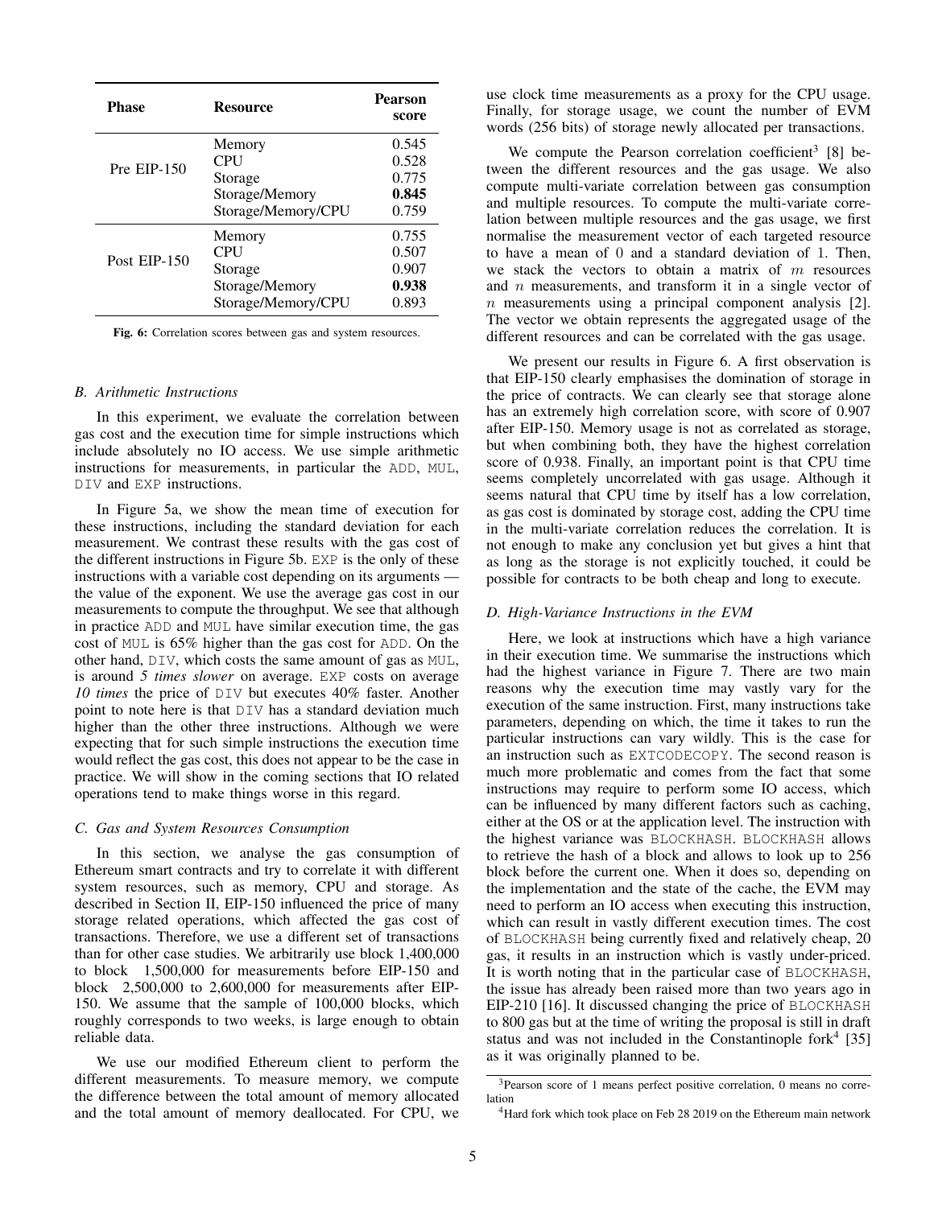| Phase | Resource | Pearson score |
|---|---|---|
| Pre EIP-150 | Memory | 0.545 |
| | CPU | 0.528 |
| | Storage | 0.775 |
| | Storage/Memory | **0.845** |
| | Storage/Memory/CPU | 0.759 |
| Post EIP-150 | Memory | 0.755 |
| | CPU | 0.507 |
| | Storage | 0.907 |
| | Storage/Memory | **0.938** |
| | Storage/Memory/CPU | 0.893 |

**Fig. 6:** Correlation scores between gas and system resources.

### *B. Arithmetic Instructions*

In this experiment, we evaluate the correlation between gas cost and the execution time for simple instructions which include absolutely no IO access. We use simple arithmetic instructions for measurements, in particular the `ADD`, `MUL`, `DIV` and `EXP` instructions.

In Figure 5a, we show the mean time of execution for these instructions, including the standard deviation for each measurement. We contrast these results with the gas cost of the different instructions in Figure 5b. `EXP` is the only of these instructions with a variable cost depending on its arguments — the value of the exponent. We use the average gas cost in our measurements to compute the throughput. We see that although in practice `ADD` and `MUL` have similar execution time, the gas cost of `MUL` is 65% higher than the gas cost for `ADD`. On the other hand, `DIV`, which costs the same amount of gas as `MUL`, is around *5 times slower* on average. `EXP` costs on average *10 times* the price of `DIV` but executes 40% faster. Another point to note here is that `DIV` has a standard deviation much higher than the other three instructions. Although we were expecting that for such simple instructions the execution time would reflect the gas cost, this does not appear to be the case in practice. We will show in the coming sections that IO related operations tend to make things worse in this regard.

### *C. Gas and System Resources Consumption*

In this section, we analyse the gas consumption of Ethereum smart contracts and try to correlate it with different system resources, such as memory, CPU and storage. As described in Section II, EIP-150 influenced the price of many storage related operations, which affected the gas cost of transactions. Therefore, we use a different set of transactions than for other case studies. We arbitrarily use block 1,400,000 to block 1,500,000 for measurements before EIP-150 and block 2,500,000 to 2,600,000 for measurements after EIP-150. We assume that the sample of 100,000 blocks, which roughly corresponds to two weeks, is large enough to obtain reliable data.

We use our modified Ethereum client to perform the different measurements. To measure memory, we compute the difference between the total amount of memory allocated and the total amount of memory deallocated. For CPU, we use clock time measurements as a proxy for the CPU usage. Finally, for storage usage, we count the number of EVM words (256 bits) of storage newly allocated per transactions.

We compute the Pearson correlation coefficient[3] [8] between the different resources and the gas usage. We also compute multi-variate correlation between gas consumption and multiple resources. To compute the multi-variate correlation between multiple resources and the gas usage, we first normalise the measurement vector of each targeted resource to have a mean of $0$ and a standard deviation of $1$. Then, we stack the vectors to obtain a matrix of $m$ resources and $n$ measurements, and transform it in a single vector of $n$ measurements using a principal component analysis [2]. The vector we obtain represents the aggregated usage of the different resources and can be correlated with the gas usage.

We present our results in Figure 6. A first observation is that EIP-150 clearly emphasises the domination of storage in the price of contracts. We can clearly see that storage alone has an extremely high correlation score, with score of 0.907 after EIP-150. Memory usage is not as correlated as storage, but when combining both, they have the highest correlation score of 0.938. Finally, an important point is that CPU time seems completely uncorrelated with gas usage. Although it seems natural that CPU time by itself has a low correlation, as gas cost is dominated by storage cost, adding the CPU time in the multi-variate correlation reduces the correlation. It is not enough to make any conclusion yet but gives a hint that as long as the storage is not explicitly touched, it could be possible for contracts to be both cheap and long to execute.

### *D. High-Variance Instructions in the EVM*

Here, we look at instructions which have a high variance in their execution time. We summarise the instructions which had the highest variance in Figure 7. There are two main reasons why the execution time may vastly vary for the execution of the same instruction. First, many instructions take parameters, depending on which, the time it takes to run the particular instructions can vary wildly. This is the case for an instruction such as `EXTCODECOPY`. The second reason is much more problematic and comes from the fact that some instructions may require to perform some IO access, which can be influenced by many different factors such as caching, either at the OS or at the application level. The instruction with the highest variance was `BLOCKHASH`. `BLOCKHASH` allows to retrieve the hash of a block and allows to look up to 256 block before the current one. When it does so, depending on the implementation and the state of the cache, the EVM may need to perform an IO access when executing this instruction, which can result in vastly different execution times. The cost of `BLOCKHASH` being currently fixed and relatively cheap, 20 gas, it results in an instruction which is vastly under-priced. It is worth noting that in the particular case of `BLOCKHASH`, the issue has already been raised more than two years ago in EIP-210 [16]. It discussed changing the price of `BLOCKHASH` to 800 gas but at the time of writing the proposal is still in draft status and was not included in the Constantinople fork[4] [35] as it was originally planned to be.

[3] Pearson score of 1 means perfect positive correlation, 0 means no correlation

[4] Hard fork which took place on Feb 28 2019 on the Ethereum main network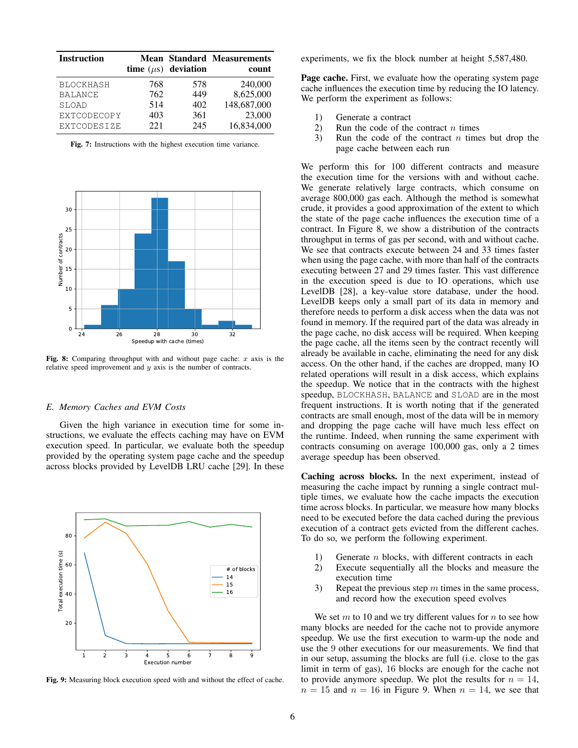| Instruction | Mean time ($\mu$s) | Standard deviation | Measurements count |
|---|---|---|---|
| BLOCKHASH | 768 | 578 | 240,000 |
| BALANCE | 762 | 449 | 8,625,000 |
| SLOAD | 514 | 402 | 148,687,000 |
| EXTCODECOPY | 403 | 361 | 23,000 |
| EXTCODESIZE | 221 | 245 | 16,834,000 |

**Fig. 7:** Instructions with the highest execution time variance.

**Fig. 8:** Comparing throughput with and without page cache: $x$ axis is the relative speed improvement and $y$ axis is the number of contracts.

### *E. Memory Caches and EVM Costs*

Given the high variance in execution time for some instructions, we evaluate the effects caching may have on EVM execution speed. In particular, we evaluate both the speedup provided by the operating system page cache and the speedup across blocks provided by LevelDB LRU cache [29]. In these experiments, we fix the block number at height 5,587,480.

**Page cache.** First, we evaluate how the operating system page cache influences the execution time by reducing the IO latency. We perform the experiment as follows:

1) Generate a contract
2) Run the code of the contract $n$ times
3) Run the code of the contract $n$ times but drop the page cache between each run

We perform this for 100 different contracts and measure the execution time for the versions with and without cache. We generate relatively large contracts, which consume on average 800,000 gas each. Although the method is somewhat crude, it provides a good approximation of the extent to which the state of the page cache influences the execution time of a contract. In Figure 8, we show a distribution of the contracts throughput in terms of gas per second, with and without cache. We see that contracts execute between 24 and 33 times faster when using the page cache, with more than half of the contracts executing between 27 and 29 times faster. This vast difference in the execution speed is due to IO operations, which use LevelDB [28], a key-value store database, under the hood. LevelDB keeps only a small part of its data in memory and therefore needs to perform a disk access when the data was not found in memory. If the required part of the data was already in the page cache, no disk access will be required. When keeping the page cache, all the items seen by the contract recently will already be available in cache, eliminating the need for any disk access. On the other hand, if the caches are dropped, many IO related operations will result in a disk access, which explains the speedup. We notice that in the contracts with the highest speedup, BLOCKHASH, BALANCE and SLOAD are in the most frequent instructions. It is worth noting that if the generated contracts are small enough, most of the data will be in memory and dropping the page cache will have much less effect on the runtime. Indeed, when running the same experiment with contracts consuming on average 100,000 gas, only a 2 times average speedup has been observed.

**Caching across blocks.** In the next experiment, instead of measuring the cache impact by running a single contract multiple times, we evaluate how the cache impacts the execution time across blocks. In particular, we measure how many blocks need to be executed before the data cached during the previous execution of a contract gets evicted from the different caches. To do so, we perform the following experiment.

1) Generate $n$ blocks, with different contracts in each
2) Execute sequentially all the blocks and measure the execution time
3) Repeat the previous step $m$ times in the same process, and record how the execution speed evolves

We set $m$ to 10 and we try different values for $n$ to see how many blocks are needed for the cache not to provide anymore speedup. We use the first execution to warm-up the node and use the 9 other executions for our measurements. We find that in our setup, assuming the blocks are full (i.e. close to the gas limit in term of gas), 16 blocks are enough for the cache not to provide anymore speedup. We plot the results for $n = 14$, $n = 15$ and $n = 16$ in Figure 9. When $n = 14$, we see that

**Fig. 9:** Measuring block execution speed with and without the effect of cache.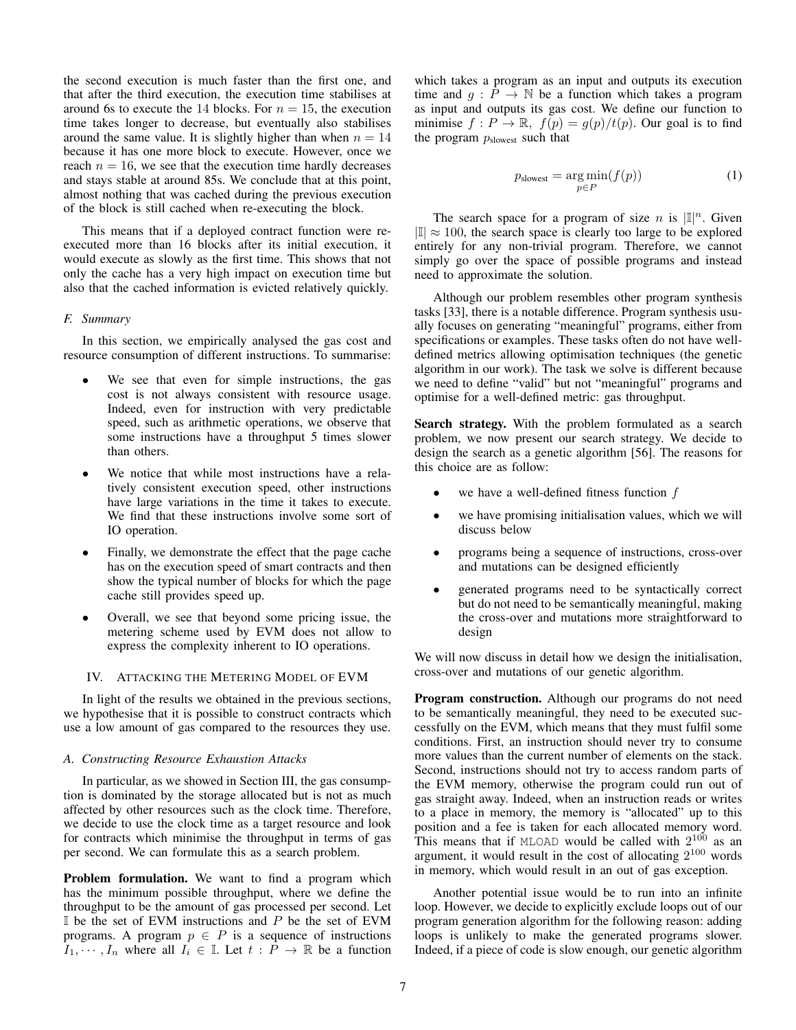the second execution is much faster than the first one, and that after the third execution, the execution time stabilises at around 6s to execute the 14 blocks. For $n = 15$, the execution time takes longer to decrease, but eventually also stabilises around the same value. It is slightly higher than when $n = 14$ because it has one more block to execute. However, once we reach $n = 16$, we see that the execution time hardly decreases and stays stable at around 85s. We conclude that at this point, almost nothing that was cached during the previous execution of the block is still cached when re-executing the block.

This means that if a deployed contract function were re-executed more than 16 blocks after its initial execution, it would execute as slowly as the first time. This shows that not only the cache has a very high impact on execution time but also that the cached information is evicted relatively quickly.

### *F. Summary*

In this section, we empirically analysed the gas cost and resource consumption of different instructions. To summarise:

- We see that even for simple instructions, the gas cost is not always consistent with resource usage. Indeed, even for instruction with very predictable speed, such as arithmetic operations, we observe that some instructions have a throughput 5 times slower than others.
- We notice that while most instructions have a relatively consistent execution speed, other instructions have large variations in the time it takes to execute. We find that these instructions involve some sort of IO operation.
- Finally, we demonstrate the effect that the page cache has on the execution speed of smart contracts and then show the typical number of blocks for which the page cache still provides speed up.
- Overall, we see that beyond some pricing issue, the metering scheme used by EVM does not allow to express the complexity inherent to IO operations.

## IV. Attacking the Metering Model of EVM

In light of the results we obtained in the previous sections, we hypothesise that it is possible to construct contracts which use a low amount of gas compared to the resources they use.

### *A. Constructing Resource Exhaustion Attacks*

In particular, as we showed in Section III, the gas consumption is dominated by the storage allocated but is not as much affected by other resources such as the clock time. Therefore, we decide to use the clock time as a target resource and look for contracts which minimise the throughput in terms of gas per second. We can formulate this as a search problem.

**Problem formulation.** We want to find a program which has the minimum possible throughput, where we define the throughput to be the amount of gas processed per second. Let $\mathbb{I}$ be the set of EVM instructions and $P$ be the set of EVM programs. A program $p \in P$ is a sequence of instructions $I_1, \cdots, I_n$ where all $I_i \in \mathbb{I}$. Let $t : P \to \mathbb{R}$ be a function which takes a program as an input and outputs its execution time and $g : P \to \mathbb{N}$ be a function which takes a program as input and outputs its gas cost. We define our function to minimise $f : P \to \mathbb{R},\ f(p) = g(p)/t(p)$. Our goal is to find the program $p_{\text{slowest}}$ such that

$$p_{\text{slowest}} = \underset{p \in P}{\arg\min}(f(p)) \tag{1}$$

The search space for a program of size $n$ is $|\mathbb{I}|^n$. Given $|\mathbb{I}| \approx 100$, the search space is clearly too large to be explored entirely for any non-trivial program. Therefore, we cannot simply go over the space of possible programs and instead need to approximate the solution.

Although our problem resembles other program synthesis tasks [33], there is a notable difference. Program synthesis usually focuses on generating "meaningful" programs, either from specifications or examples. These tasks often do not have well-defined metrics allowing optimisation techniques (the genetic algorithm in our work). The task we solve is different because we need to define "valid" but not "meaningful" programs and optimise for a well-defined metric: gas throughput.

**Search strategy.** With the problem formulated as a search problem, we now present our search strategy. We decide to design the search as a genetic algorithm [56]. The reasons for this choice are as follow:

- we have a well-defined fitness function $f$
- we have promising initialisation values, which we will discuss below
- programs being a sequence of instructions, cross-over and mutations can be designed efficiently
- generated programs need to be syntactically correct but do not need to be semantically meaningful, making the cross-over and mutations more straightforward to design

We will now discuss in detail how we design the initialisation, cross-over and mutations of our genetic algorithm.

**Program construction.** Although our programs do not need to be semantically meaningful, they need to be executed successfully on the EVM, which means that they must fulfil some conditions. First, an instruction should never try to consume more values than the current number of elements on the stack. Second, instructions should not try to access random parts of the EVM memory, otherwise the program could run out of gas straight away. Indeed, when an instruction reads or writes to a place in memory, the memory is "allocated" up to this position and a fee is taken for each allocated memory word. This means that if `MLOAD` would be called with $2^{100}$ as an argument, it would result in the cost of allocating $2^{100}$ words in memory, which would result in an out of gas exception.

Another potential issue would be to run into an infinite loop. However, we decide to explicitly exclude loops out of our program generation algorithm for the following reason: adding loops is unlikely to make the generated programs slower. Indeed, if a piece of code is slow enough, our genetic algorithm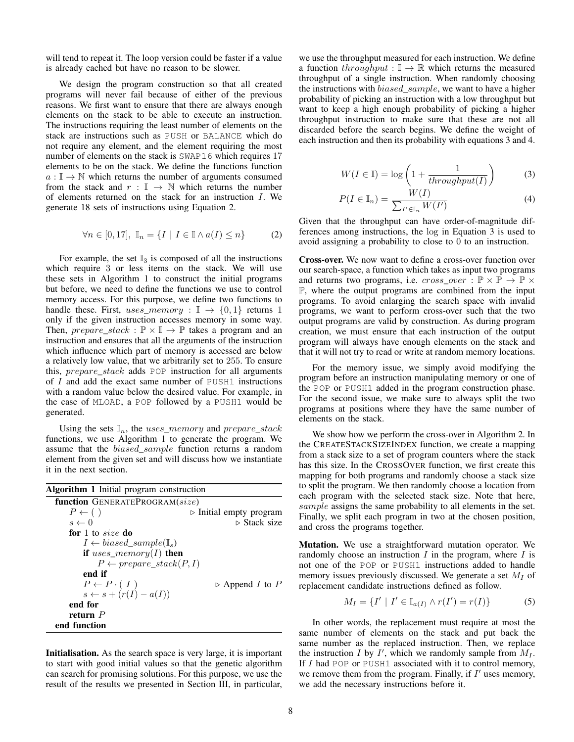will tend to repeat it. The loop version could be faster if a value is already cached but have no reason to be slower.

We design the program construction so that all created programs will never fail because of either of the previous reasons. We first want to ensure that there are always enough elements on the stack to be able to execute an instruction. The instructions requiring the least number of elements on the stack are instructions such as `PUSH` or `BALANCE` which do not require any element, and the element requiring the most number of elements on the stack is `SWAP16` which requires 17 elements to be on the stack. We define the functions function $a : \mathbb{I} \to \mathbb{N}$ which returns the number of arguments consumed from the stack and $r : \mathbb{I} \to \mathbb{N}$ which returns the number of elements returned on the stack for an instruction $I$. We generate 18 sets of instructions using Equation 2.

$$\forall n \in [0, 17],\ \mathbb{I}_n = \{I \mid I \in \mathbb{I} \wedge a(I) \leq n\} \tag{2}$$

For example, the set $\mathbb{I}_3$ is composed of all the instructions which require 3 or less items on the stack. We will use these sets in Algorithm 1 to construct the initial programs but before, we need to define the functions we use to control memory access. For this purpose, we define two functions to handle these. First, $uses\_memory : \mathbb{I} \to \{0, 1\}$ returns 1 only if the given instruction accesses memory in some way. Then, $prepare\_stack : \mathbb{P} \times \mathbb{I} \to \mathbb{P}$ takes a program and an instruction and ensures that all the arguments of the instruction which influence which part of memory is accessed are below a relatively low value, that we arbitrarily set to 255. To ensure this, $prepare\_stack$ adds `POP` instruction for all arguments of $I$ and add the exact same number of `PUSH1` instructions with a random value below the desired value. For example, in the case of `MLOAD`, a `POP` followed by a `PUSH1` would be generated.

Using the sets $\mathbb{I}_n$, the $uses\_memory$ and $prepare\_stack$ functions, we use Algorithm 1 to generate the program. We assume that the $biased\_sample$ function returns a random element from the given set and will discuss how we instantiate it in the next section.

**Algorithm 1** Initial program construction

```
function GENERATEPROGRAM(size)
    P ← ( )                          ▷ Initial empty program
    s ← 0                            ▷ Stack size
    for 1 to size do
        I ← biased_sample(𝕀_s)
        if uses_memory(I) then
            P ← prepare_stack(P, I)
        end if
        P ← P · ( I )                ▷ Append I to P
        s ← s + (r(I) − a(I))
    end for
    return P
end function
```

**Initialisation.** As the search space is very large, it is important to start with good initial values so that the genetic algorithm can search for promising solutions. For this purpose, we use the result of the results we presented in Section III, in particular, we use the throughput measured for each instruction. We define a function $throughput : \mathbb{I} \to \mathbb{R}$ which returns the measured throughput of a single instruction. When randomly choosing the instructions with $biased\_sample$, we want to have a higher probability of picking an instruction with a low throughput but want to keep a high enough probability of picking a higher throughput instruction to make sure that these are not all discarded before the search begins. We define the weight of each instruction and then its probability with equations 3 and 4.

$$W(I \in \mathbb{I}) = \log\left(1 + \frac{1}{throughput(I)}\right) \tag{3}$$

$$P(I \in \mathbb{I}_n) = \frac{W(I)}{\sum_{I' \in \mathbb{I}_n} W(I')} \tag{4}$$

Given that the throughput can have order-of-magnitude differences among instructions, the log in Equation 3 is used to avoid assigning a probability to close to 0 to an instruction.

**Cross-over.** We now want to define a cross-over function over our search-space, a function which takes as input two programs and returns two programs, i.e. $cross\_over : \mathbb{P} \times \mathbb{P} \to \mathbb{P} \times \mathbb{P}$, where the output programs are combined from the input programs. To avoid enlarging the search space with invalid programs, we want to perform cross-over such that the two output programs are valid by construction. As during program creation, we must ensure that each instruction of the output program will always have enough elements on the stack and that it will not try to read or write at random memory locations.

For the memory issue, we simply avoid modifying the program before an instruction manipulating memory or one of the `POP` or `PUSH1` added in the program construction phase. For the second issue, we make sure to always split the two programs at positions where they have the same number of elements on the stack.

We show how we perform the cross-over in Algorithm 2. In the CREATESTACKSIZEINDEX function, we create a mapping from a stack size to a set of program counters where the stack has this size. In the CROSSOVER function, we first create this mapping for both programs and randomly choose a stack size to split the program. We then randomly choose a location from each program with the selected stack size. Note that here, $sample$ assigns the same probability to all elements in the set. Finally, we split each program in two at the chosen position, and cross the programs together.

**Mutation.** We use a straightforward mutation operator. We randomly choose an instruction $I$ in the program, where $I$ is not one of the `POP` or `PUSH1` instructions added to handle memory issues previously discussed. We generate a set $M_I$ of replacement candidate instructions defined as follow.

$$M_I = \{I' \mid I' \in \mathbb{I}_{a(I)} \wedge r(I') = r(I)\} \tag{5}$$

In other words, the replacement must require at most the same number of elements on the stack and put back the same number as the replaced instruction. Then, we replace the instruction $I$ by $I'$, which we randomly sample from $M_I$. If $I$ had `POP` or `PUSH1` associated with it to control memory, we remove them from the program. Finally, if $I'$ uses memory, we add the necessary instructions before it.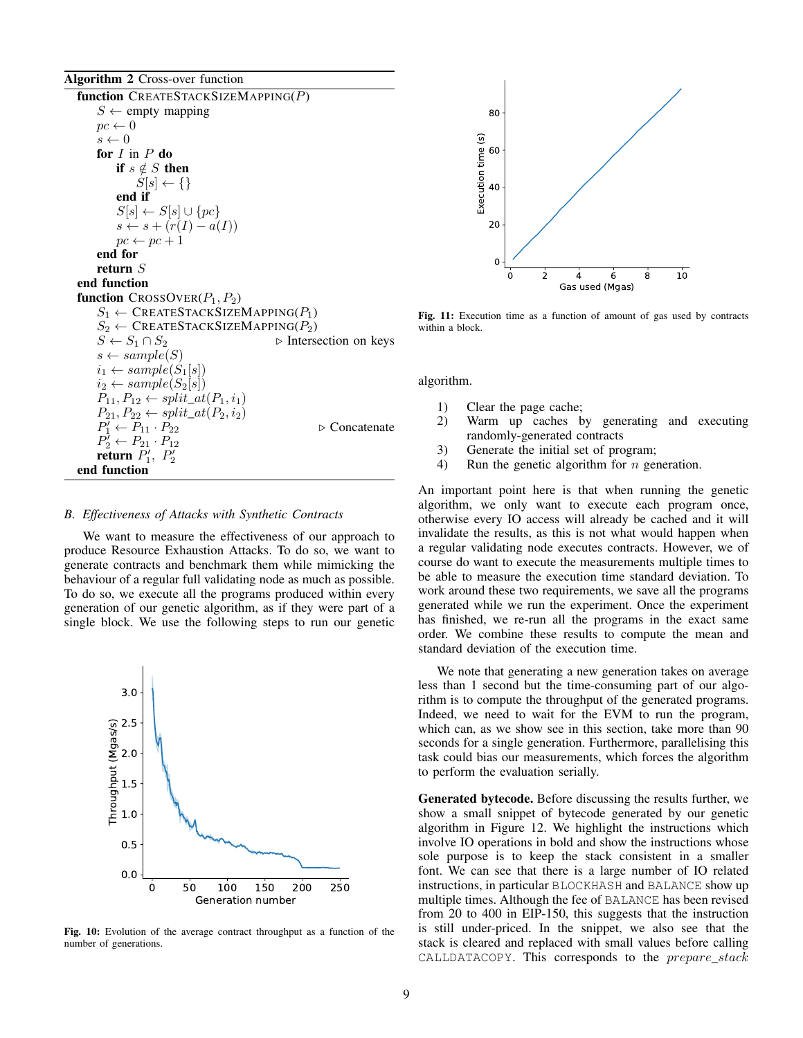**Algorithm 2** Cross-over function

```
function CREATESTACKSIZEMAPPING(P)
    S ← empty mapping
    pc ← 0
    s ← 0
    for I in P do
        if s ∉ S then
            S[s] ← {}
        end if
        S[s] ← S[s] ∪ {pc}
        s ← s + (r(I) − a(I))
        pc ← pc + 1
    end for
    return S
end function
function CROSSOVER(P1, P2)
    S1 ← CREATESTACKSIZEMAPPING(P1)
    S2 ← CREATESTACKSIZEMAPPING(P2)
    S ← S1 ∩ S2                          ▷ Intersection on keys
    s ← sample(S)
    i1 ← sample(S1[s])
    i2 ← sample(S2[s])
    P11, P12 ← split_at(P1, i1)
    P21, P22 ← split_at(P2, i2)
    P'1 ← P11 · P22                      ▷ Concatenate
    P'2 ← P21 · P12
    return P'1, P'2
end function
```

### B. Effectiveness of Attacks with Synthetic Contracts

We want to measure the effectiveness of our approach to produce Resource Exhaustion Attacks. To do so, we want to generate contracts and benchmark them while mimicking the behaviour of a regular full validating node as much as possible. To do so, we execute all the programs produced within every generation of our genetic algorithm, as if they were part of a single block. We use the following steps to run our genetic algorithm.

1) Clear the page cache;
2) Warm up caches by generating and executing randomly-generated contracts
3) Generate the initial set of program;
4) Run the genetic algorithm for $n$ generation.

Fig. 10: Evolution of the average contract throughput as a function of the number of generations.

Fig. 11: Execution time as a function of amount of gas used by contracts within a block.

An important point here is that when running the genetic algorithm, we only want to execute each program once, otherwise every IO access will already be cached and it will invalidate the results, as this is not what would happen when a regular validating node executes contracts. However, we of course do want to execute the measurements multiple times to be able to measure the execution time standard deviation. To work around these two requirements, we save all the programs generated while we run the experiment. Once the experiment has finished, we re-run all the programs in the exact same order. We combine these results to compute the mean and standard deviation of the execution time.

We note that generating a new generation takes on average less than 1 second but the time-consuming part of our algorithm is to compute the throughput of the generated programs. Indeed, we need to wait for the EVM to run the program, which can, as we show see in this section, take more than 90 seconds for a single generation. Furthermore, parallelising this task could bias our measurements, which forces the algorithm to perform the evaluation serially.

**Generated bytecode.** Before discussing the results further, we show a small snippet of bytecode generated by our genetic algorithm in Figure 12. We highlight the instructions which involve IO operations in bold and show the instructions whose sole purpose is to keep the stack consistent in a smaller font. We can see that there is a large number of IO related instructions, in particular `BLOCKHASH` and `BALANCE` show up multiple times. Although the fee of `BALANCE` has been revised from 20 to 400 in EIP-150, this suggests that the instruction is still under-priced. In the snippet, we also see that the stack is cleared and replaced with small values before calling `CALLDATACOPY`. This corresponds to the *prepare_stack*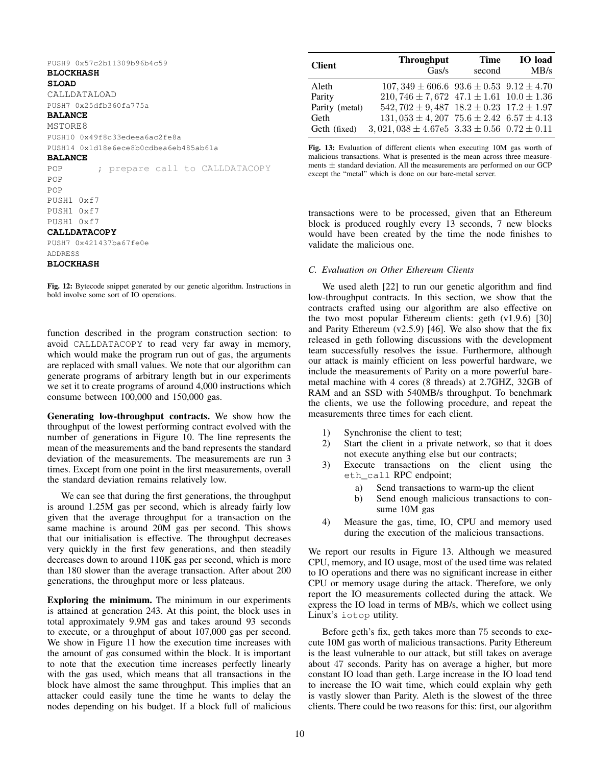```
PUSH9 0x57c2b11309b96b4c59
BLOCKHASH
SLOAD
CALLDATALOAD
PUSH7 0x25dfb360fa775a
BALANCE
MSTORE8
PUSH10 0x49f8c33edeea6ac2fe8a
PUSH14 0x1d18e6ece8b0cdbea6eb485ab61a
BALANCE
POP       ; prepare call to CALLDATACOPY
POP
POP
PUSH1 0xf7
PUSH1 0xf7
PUSH1 0xf7
CALLDATACOPY
PUSH7 0x421437ba67fe0e
ADDRESS
BLOCKHASH
```

**Fig. 12:** Bytecode snippet generated by our genetic algorithm. Instructions in bold involve some sort of IO operations.

function described in the program construction section: to avoid CALLDATACOPY to read very far away in memory, which would make the program run out of gas, the arguments are replaced with small values. We note that our algorithm can generate programs of arbitrary length but in our experiments we set it to create programs of around 4,000 instructions which consume between 100,000 and 150,000 gas.

**Generating low-throughput contracts.** We show how the throughput of the lowest performing contract evolved with the number of generations in Figure 10. The line represents the mean of the measurements and the band represents the standard deviation of the measurements. The measurements are run 3 times. Except from one point in the first measurements, overall the standard deviation remains relatively low.

We can see that during the first generations, the throughput is around 1.25M gas per second, which is already fairly low given that the average throughput for a transaction on the same machine is around 20M gas per second. This shows that our initialisation is effective. The throughput decreases very quickly in the first few generations, and then steadily decreases down to around 110K gas per second, which is more than 180 slower than the average transaction. After about 200 generations, the throughput more or less plateaus.

**Exploring the minimum.** The minimum in our experiments is attained at generation 243. At this point, the block uses in total approximately 9.9M gas and takes around 93 seconds to execute, or a throughput of about 107,000 gas per second. We show in Figure 11 how the execution time increases with the amount of gas consumed within the block. It is important to note that the execution time increases perfectly linearly with the gas used, which means that all transactions in the block have almost the same throughput. This implies that an attacker could easily tune the time he wants to delay the nodes depending on his budget. If a block full of malicious transactions were to be processed, given that an Ethereum block is produced roughly every 13 seconds, 7 new blocks would have been created by the time the node finishes to validate the malicious one.

| Client | Throughput Gas/s | Time second | IO load MB/s |
|---|---|---|---|
| Aleth | $107,349 \pm 606.6$ | $93.6 \pm 0.53$ | $9.12 \pm 4.70$ |
| Parity | $210,746 \pm 7,672$ | $47.1 \pm 1.61$ | $10.0 \pm 1.36$ |
| Parity (metal) | $542,702 \pm 9,487$ | $18.2 \pm 0.23$ | $17.2 \pm 1.97$ |
| Geth | $131,053 \pm 4,207$ | $75.6 \pm 2.42$ | $6.57 \pm 4.13$ |
| Geth (fixed) | $3,021,038 \pm 4.67e5$ | $3.33 \pm 0.56$ | $0.72 \pm 0.11$ |

**Fig. 13:** Evaluation of different clients when executing 10M gas worth of malicious transactions. What is presented is the mean across three measurements ± standard deviation. All the measurements are performed on our GCP except the "metal" which is done on our bare-metal server.

### C. Evaluation on Other Ethereum Clients

We used aleth [22] to run our genetic algorithm and find low-throughput contracts. In this section, we show that the contracts crafted using our algorithm are also effective on the two most popular Ethereum clients: geth (v1.9.6) [30] and Parity Ethereum (v2.5.9) [46]. We also show that the fix released in geth following discussions with the development team successfully resolves the issue. Furthermore, although our attack is mainly efficient on less powerful hardware, we include the measurements of Parity on a more powerful bare-metal machine with 4 cores (8 threads) at 2.7GHZ, 32GB of RAM and an SSD with 540MB/s throughput. To benchmark the clients, we use the following procedure, and repeat the measurements three times for each client.

1) Synchronise the client to test;
2) Start the client in a private network, so that it does not execute anything else but our contracts;
3) Execute transactions on the client using the `eth_call` RPC endpoint;
   a) Send transactions to warm-up the client
   b) Send enough malicious transactions to consume 10M gas
4) Measure the gas, time, IO, CPU and memory used during the execution of the malicious transactions.

We report our results in Figure 13. Although we measured CPU, memory, and IO usage, most of the used time was related to IO operations and there was no significant increase in either CPU or memory usage during the attack. Therefore, we only report the IO measurements collected during the attack. We express the IO load in terms of MB/s, which we collect using Linux's `iotop` utility.

Before geth's fix, geth takes more than 75 seconds to execute 10M gas worth of malicious transactions. Parity Ethereum is the least vulnerable to our attack, but still takes on average about 47 seconds. Parity has on average a higher, but more constant IO load than geth. Large increase in the IO load tend to increase the IO wait time, which could explain why geth is vastly slower than Parity. Aleth is the slowest of the three clients. There could be two reasons for this: first, our algorithm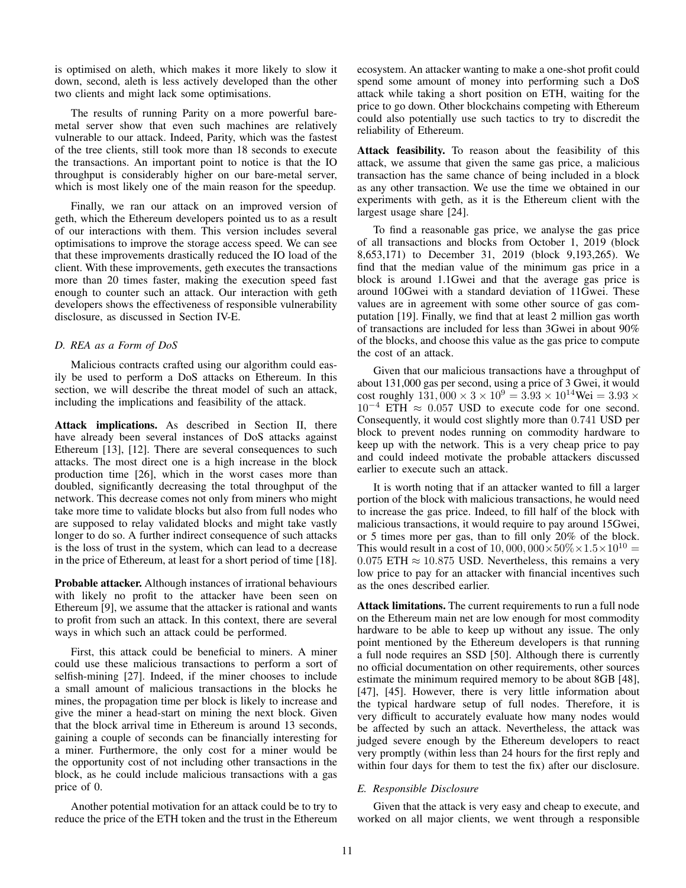is optimised on aleth, which makes it more likely to slow it down, second, aleth is less actively developed than the other two clients and might lack some optimisations.

The results of running Parity on a more powerful bare-metal server show that even such machines are relatively vulnerable to our attack. Indeed, Parity, which was the fastest of the tree clients, still took more than 18 seconds to execute the transactions. An important point to notice is that the IO throughput is considerably higher on our bare-metal server, which is most likely one of the main reason for the speedup.

Finally, we ran our attack on an improved version of geth, which the Ethereum developers pointed us to as a result of our interactions with them. This version includes several optimisations to improve the storage access speed. We can see that these improvements drastically reduced the IO load of the client. With these improvements, geth executes the transactions more than 20 times faster, making the execution speed fast enough to counter such an attack. Our interaction with geth developers shows the effectiveness of responsible vulnerability disclosure, as discussed in Section IV-E.

### *D. REA as a Form of DoS*

Malicious contracts crafted using our algorithm could easily be used to perform a DoS attacks on Ethereum. In this section, we will describe the threat model of such an attack, including the implications and feasibility of the attack.

**Attack implications.** As described in Section II, there have already been several instances of DoS attacks against Ethereum [13], [12]. There are several consequences to such attacks. The most direct one is a high increase in the block production time [26], which in the worst cases more than doubled, significantly decreasing the total throughput of the network. This decrease comes not only from miners who might take more time to validate blocks but also from full nodes who are supposed to relay validated blocks and might take vastly longer to do so. A further indirect consequence of such attacks is the loss of trust in the system, which can lead to a decrease in the price of Ethereum, at least for a short period of time [18].

**Probable attacker.** Although instances of irrational behaviours with likely no profit to the attacker have been seen on Ethereum [9], we assume that the attacker is rational and wants to profit from such an attack. In this context, there are several ways in which such an attack could be performed.

First, this attack could be beneficial to miners. A miner could use these malicious transactions to perform a sort of selfish-mining [27]. Indeed, if the miner chooses to include a small amount of malicious transactions in the blocks he mines, the propagation time per block is likely to increase and give the miner a head-start on mining the next block. Given that the block arrival time in Ethereum is around 13 seconds, gaining a couple of seconds can be financially interesting for a miner. Furthermore, the only cost for a miner would be the opportunity cost of not including other transactions in the block, as he could include malicious transactions with a gas price of 0.

Another potential motivation for an attack could be to try to reduce the price of the ETH token and the trust in the Ethereum ecosystem. An attacker wanting to make a one-shot profit could spend some amount of money into performing such a DoS attack while taking a short position on ETH, waiting for the price to go down. Other blockchains competing with Ethereum could also potentially use such tactics to try to discredit the reliability of Ethereum.

**Attack feasibility.** To reason about the feasibility of this attack, we assume that given the same gas price, a malicious transaction has the same chance of being included in a block as any other transaction. We use the time we obtained in our experiments with geth, as it is the Ethereum client with the largest usage share [24].

To find a reasonable gas price, we analyse the gas price of all transactions and blocks from October 1, 2019 (block 8,653,171) to December 31, 2019 (block 9,193,265). We find that the median value of the minimum gas price in a block is around 1.1Gwei and that the average gas price is around 10Gwei with a standard deviation of 11Gwei. These values are in agreement with some other source of gas computation [19]. Finally, we find that at least 2 million gas worth of transactions are included for less than 3Gwei in about 90% of the blocks, and choose this value as the gas price to compute the cost of an attack.

Given that our malicious transactions have a throughput of about 131,000 gas per second, using a price of 3 Gwei, it would cost roughly $131,000 \times 3 \times 10^9 = 3.93 \times 10^{14}$Wei $= 3.93 \times 10^{-4}$ ETH $\approx 0.057$ USD to execute code for one second. Consequently, it would cost slightly more than $0.741$ USD per block to prevent nodes running on commodity hardware to keep up with the network. This is a very cheap price to pay and could indeed motivate the probable attackers discussed earlier to execute such an attack.

It is worth noting that if an attacker wanted to fill a larger portion of the block with malicious transactions, he would need to increase the gas price. Indeed, to fill half of the block with malicious transactions, it would require to pay around 15Gwei, or 5 times more per gas, than to fill only 20% of the block. This would result in a cost of $10,000,000 \times 50\% \times 1.5 \times 10^{10} = 0.075$ ETH $\approx 10.875$ USD. Nevertheless, this remains a very low price to pay for an attacker with financial incentives such as the ones described earlier.

**Attack limitations.** The current requirements to run a full node on the Ethereum main net are low enough for most commodity hardware to be able to keep up without any issue. The only point mentioned by the Ethereum developers is that running a full node requires an SSD [50]. Although there is currently no official documentation on other requirements, other sources estimate the minimum required memory to be about 8GB [48], [47], [45]. However, there is very little information about the typical hardware setup of full nodes. Therefore, it is very difficult to accurately evaluate how many nodes would be affected by such an attack. Nevertheless, the attack was judged severe enough by the Ethereum developers to react very promptly (within less than 24 hours for the first reply and within four days for them to test the fix) after our disclosure.

### *E. Responsible Disclosure*

Given that the attack is very easy and cheap to execute, and worked on all major clients, we went through a responsible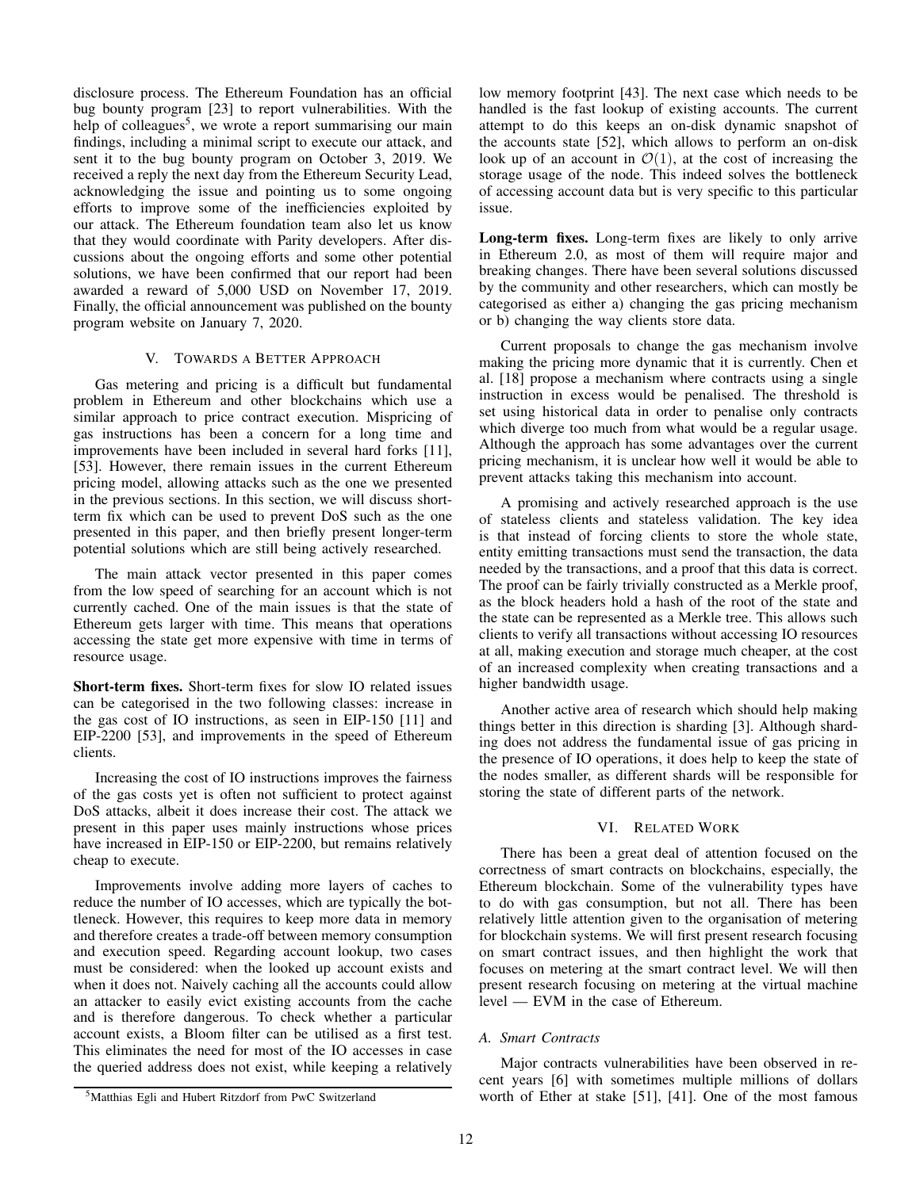disclosure process. The Ethereum Foundation has an official bug bounty program [23] to report vulnerabilities. With the help of colleagues[5], we wrote a report summarising our main findings, including a minimal script to execute our attack, and sent it to the bug bounty program on October 3, 2019. We received a reply the next day from the Ethereum Security Lead, acknowledging the issue and pointing us to some ongoing efforts to improve some of the inefficiencies exploited by our attack. The Ethereum foundation team also let us know that they would coordinate with Parity developers. After discussions about the ongoing efforts and some other potential solutions, we have been confirmed that our report had been awarded a reward of 5,000 USD on November 17, 2019. Finally, the official announcement was published on the bounty program website on January 7, 2020.

## V. Towards a Better Approach

Gas metering and pricing is a difficult but fundamental problem in Ethereum and other blockchains which use a similar approach to price contract execution. Mispricing of gas instructions has been a concern for a long time and improvements have been included in several hard forks [11], [53]. However, there remain issues in the current Ethereum pricing model, allowing attacks such as the one we presented in the previous sections. In this section, we will discuss short-term fix which can be used to prevent DoS such as the one presented in this paper, and then briefly present longer-term potential solutions which are still being actively researched.

The main attack vector presented in this paper comes from the low speed of searching for an account which is not currently cached. One of the main issues is that the state of Ethereum gets larger with time. This means that operations accessing the state get more expensive with time in terms of resource usage.

**Short-term fixes.** Short-term fixes for slow IO related issues can be categorised in the two following classes: increase in the gas cost of IO instructions, as seen in EIP-150 [11] and EIP-2200 [53], and improvements in the speed of Ethereum clients.

Increasing the cost of IO instructions improves the fairness of the gas costs yet is often not sufficient to protect against DoS attacks, albeit it does increase their cost. The attack we present in this paper uses mainly instructions whose prices have increased in EIP-150 or EIP-2200, but remains relatively cheap to execute.

Improvements involve adding more layers of caches to reduce the number of IO accesses, which are typically the bottleneck. However, this requires to keep more data in memory and therefore creates a trade-off between memory consumption and execution speed. Regarding account lookup, two cases must be considered: when the looked up account exists and when it does not. Naively caching all the accounts could allow an attacker to easily evict existing accounts from the cache and is therefore dangerous. To check whether a particular account exists, a Bloom filter can be utilised as a first test. This eliminates the need for most of the IO accesses in case the queried address does not exist, while keeping a relatively low memory footprint [43]. The next case which needs to be handled is the fast lookup of existing accounts. The current attempt to do this keeps an on-disk dynamic snapshot of the accounts state [52], which allows to perform an on-disk look up of an account in $\mathcal{O}(1)$, at the cost of increasing the storage usage of the node. This indeed solves the bottleneck of accessing account data but is very specific to this particular issue.

**Long-term fixes.** Long-term fixes are likely to only arrive in Ethereum 2.0, as most of them will require major and breaking changes. There have been several solutions discussed by the community and other researchers, which can mostly be categorised as either a) changing the gas pricing mechanism or b) changing the way clients store data.

Current proposals to change the gas mechanism involve making the pricing more dynamic that it is currently. Chen et al. [18] propose a mechanism where contracts using a single instruction in excess would be penalised. The threshold is set using historical data in order to penalise only contracts which diverge too much from what would be a regular usage. Although the approach has some advantages over the current pricing mechanism, it is unclear how well it would be able to prevent attacks taking this mechanism into account.

A promising and actively researched approach is the use of stateless clients and stateless validation. The key idea is that instead of forcing clients to store the whole state, entity emitting transactions must send the transaction, the data needed by the transactions, and a proof that this data is correct. The proof can be fairly trivially constructed as a Merkle proof, as the block headers hold a hash of the root of the state and the state can be represented as a Merkle tree. This allows such clients to verify all transactions without accessing IO resources at all, making execution and storage much cheaper, at the cost of an increased complexity when creating transactions and a higher bandwidth usage.

Another active area of research which should help making things better in this direction is sharding [3]. Although sharding does not address the fundamental issue of gas pricing in the presence of IO operations, it does help to keep the state of the nodes smaller, as different shards will be responsible for storing the state of different parts of the network.

## VI. Related Work

There has been a great deal of attention focused on the correctness of smart contracts on blockchains, especially, the Ethereum blockchain. Some of the vulnerability types have to do with gas consumption, but not all. There has been relatively little attention given to the organisation of metering for blockchain systems. We will first present research focusing on smart contract issues, and then highlight the work that focuses on metering at the smart contract level. We will then present research focusing on metering at the virtual machine level — EVM in the case of Ethereum.

### A. Smart Contracts

Major contracts vulnerabilities have been observed in recent years [6] with sometimes multiple millions of dollars worth of Ether at stake [51], [41]. One of the most famous

[5] Matthias Egli and Hubert Ritzdorf from PwC Switzerland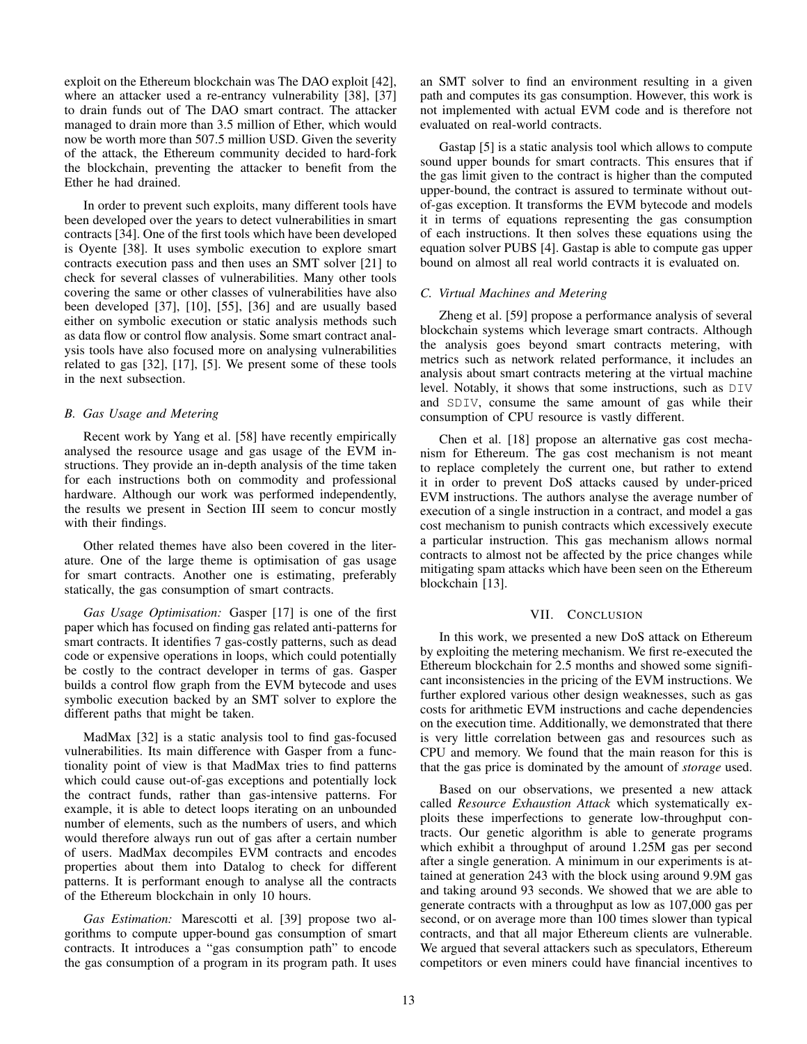exploit on the Ethereum blockchain was The DAO exploit [42], where an attacker used a re-entrancy vulnerability [38], [37] to drain funds out of The DAO smart contract. The attacker managed to drain more than 3.5 million of Ether, which would now be worth more than 507.5 million USD. Given the severity of the attack, the Ethereum community decided to hard-fork the blockchain, preventing the attacker to benefit from the Ether he had drained.

In order to prevent such exploits, many different tools have been developed over the years to detect vulnerabilities in smart contracts [34]. One of the first tools which have been developed is Oyente [38]. It uses symbolic execution to explore smart contracts execution pass and then uses an SMT solver [21] to check for several classes of vulnerabilities. Many other tools covering the same or other classes of vulnerabilities have also been developed [37], [10], [55], [36] and are usually based either on symbolic execution or static analysis methods such as data flow or control flow analysis. Some smart contract analysis tools have also focused more on analysing vulnerabilities related to gas [32], [17], [5]. We present some of these tools in the next subsection.

### B. Gas Usage and Metering

Recent work by Yang et al. [58] have recently empirically analysed the resource usage and gas usage of the EVM instructions. They provide an in-depth analysis of the time taken for each instructions both on commodity and professional hardware. Although our work was performed independently, the results we present in Section III seem to concur mostly with their findings.

Other related themes have also been covered in the literature. One of the large theme is optimisation of gas usage for smart contracts. Another one is estimating, preferably statically, the gas consumption of smart contracts.

*Gas Usage Optimisation:* Gasper [17] is one of the first paper which has focused on finding gas related anti-patterns for smart contracts. It identifies 7 gas-costly patterns, such as dead code or expensive operations in loops, which could potentially be costly to the contract developer in terms of gas. Gasper builds a control flow graph from the EVM bytecode and uses symbolic execution backed by an SMT solver to explore the different paths that might be taken.

MadMax [32] is a static analysis tool to find gas-focused vulnerabilities. Its main difference with Gasper from a functionality point of view is that MadMax tries to find patterns which could cause out-of-gas exceptions and potentially lock the contract funds, rather than gas-intensive patterns. For example, it is able to detect loops iterating on an unbounded number of elements, such as the numbers of users, and which would therefore always run out of gas after a certain number of users. MadMax decompiles EVM contracts and encodes properties about them into Datalog to check for different patterns. It is performant enough to analyse all the contracts of the Ethereum blockchain in only 10 hours.

*Gas Estimation:* Marescotti et al. [39] propose two algorithms to compute upper-bound gas consumption of smart contracts. It introduces a “gas consumption path” to encode the gas consumption of a program in its program path. It uses an SMT solver to find an environment resulting in a given path and computes its gas consumption. However, this work is not implemented with actual EVM code and is therefore not evaluated on real-world contracts.

Gastap [5] is a static analysis tool which allows to compute sound upper bounds for smart contracts. This ensures that if the gas limit given to the contract is higher than the computed upper-bound, the contract is assured to terminate without out-of-gas exception. It transforms the EVM bytecode and models it in terms of equations representing the gas consumption of each instructions. It then solves these equations using the equation solver PUBS [4]. Gastap is able to compute gas upper bound on almost all real world contracts it is evaluated on.

### C. Virtual Machines and Metering

Zheng et al. [59] propose a performance analysis of several blockchain systems which leverage smart contracts. Although the analysis goes beyond smart contracts metering, with metrics such as network related performance, it includes an analysis about smart contracts metering at the virtual machine level. Notably, it shows that some instructions, such as `DIV` and `SDIV`, consume the same amount of gas while their consumption of CPU resource is vastly different.

Chen et al. [18] propose an alternative gas cost mechanism for Ethereum. The gas cost mechanism is not meant to replace completely the current one, but rather to extend it in order to prevent DoS attacks caused by under-priced EVM instructions. The authors analyse the average number of execution of a single instruction in a contract, and model a gas cost mechanism to punish contracts which excessively execute a particular instruction. This gas mechanism allows normal contracts to almost not be affected by the price changes while mitigating spam attacks which have been seen on the Ethereum blockchain [13].

## VII. Conclusion

In this work, we presented a new DoS attack on Ethereum by exploiting the metering mechanism. We first re-executed the Ethereum blockchain for 2.5 months and showed some significant inconsistencies in the pricing of the EVM instructions. We further explored various other design weaknesses, such as gas costs for arithmetic EVM instructions and cache dependencies on the execution time. Additionally, we demonstrated that there is very little correlation between gas and resources such as CPU and memory. We found that the main reason for this is that the gas price is dominated by the amount of *storage* used.

Based on our observations, we presented a new attack called *Resource Exhaustion Attack* which systematically exploits these imperfections to generate low-throughput contracts. Our genetic algorithm is able to generate programs which exhibit a throughput of around 1.25M gas per second after a single generation. A minimum in our experiments is attained at generation 243 with the block using around 9.9M gas and taking around 93 seconds. We showed that we are able to generate contracts with a throughput as low as 107,000 gas per second, or on average more than 100 times slower than typical contracts, and that all major Ethereum clients are vulnerable. We argued that several attackers such as speculators, Ethereum competitors or even miners could have financial incentives to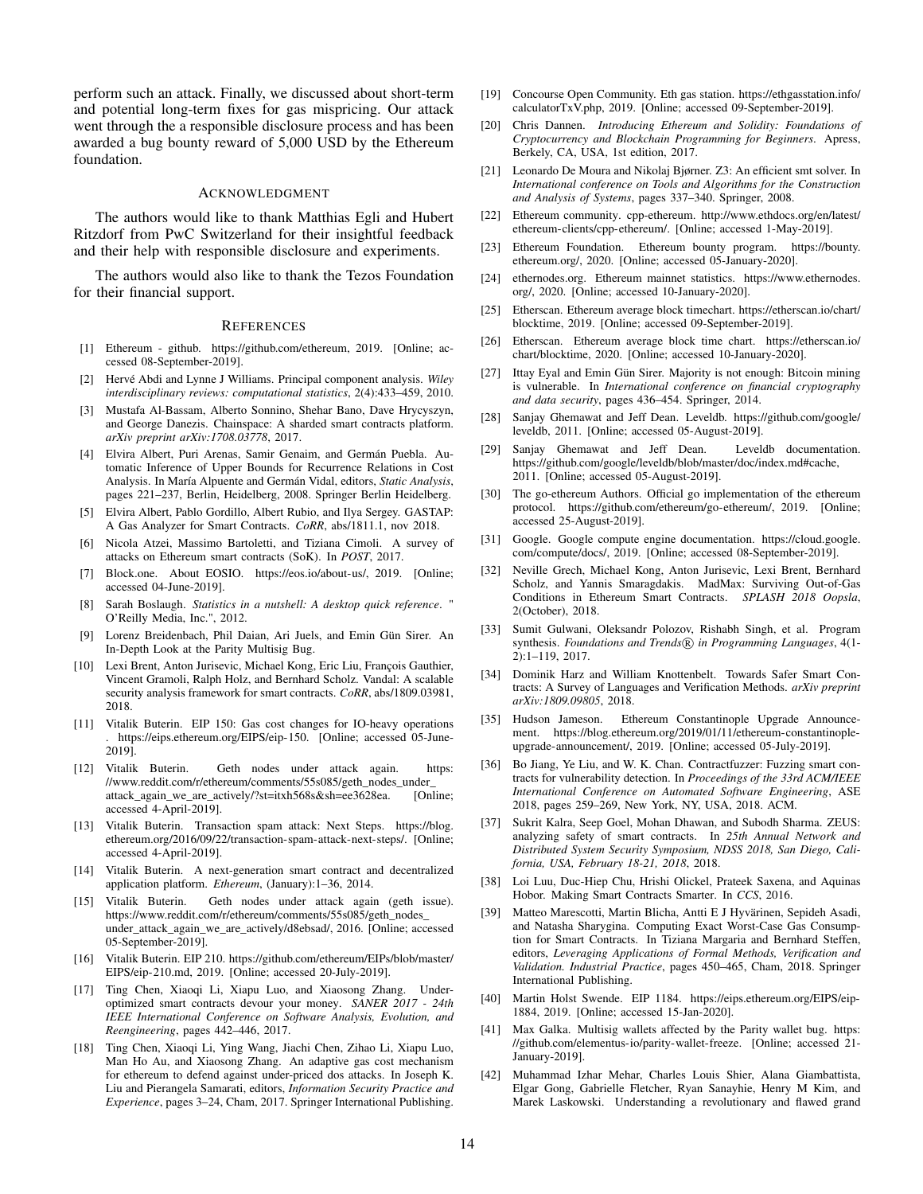perform such an attack. Finally, we discussed about short-term and potential long-term fixes for gas mispricing. Our attack went through the a responsible disclosure process and has been awarded a bug bounty reward of 5,000 USD by the Ethereum foundation.

## Acknowledgment

The authors would like to thank Matthias Egli and Hubert Ritzdorf from PwC Switzerland for their insightful feedback and their help with responsible disclosure and experiments.

The authors would also like to thank the Tezos Foundation for their financial support.

## References

[1] Ethereum - github. https://github.com/ethereum, 2019. [Online; accessed 08-September-2019].

[2] Hervé Abdi and Lynne J Williams. Principal component analysis. *Wiley interdisciplinary reviews: computational statistics*, 2(4):433–459, 2010.

[3] Mustafa Al-Bassam, Alberto Sonnino, Shehar Bano, Dave Hrycyszyn, and George Danezis. Chainspace: A sharded smart contracts platform. *arXiv preprint arXiv:1708.03778*, 2017.

[4] Elvira Albert, Puri Arenas, Samir Genaim, and Germán Puebla. Automatic Inference of Upper Bounds for Recurrence Relations in Cost Analysis. In María Alpuente and Germán Vidal, editors, *Static Analysis*, pages 221–237, Berlin, Heidelberg, 2008. Springer Berlin Heidelberg.

[5] Elvira Albert, Pablo Gordillo, Albert Rubio, and Ilya Sergey. GASTAP: A Gas Analyzer for Smart Contracts. *CoRR*, abs/1811.1, nov 2018.

[6] Nicola Atzei, Massimo Bartoletti, and Tiziana Cimoli. A survey of attacks on Ethereum smart contracts (SoK). In *POST*, 2017.

[7] Block.one. About EOSIO. https://eos.io/about-us/, 2019. [Online; accessed 04-June-2019].

[8] Sarah Boslaugh. *Statistics in a nutshell: A desktop quick reference*. " O'Reilly Media, Inc.", 2012.

[9] Lorenz Breidenbach, Phil Daian, Ari Juels, and Emin Gün Sirer. An In-Depth Look at the Parity Multisig Bug.

[10] Lexi Brent, Anton Jurisevic, Michael Kong, Eric Liu, François Gauthier, Vincent Gramoli, Ralph Holz, and Bernhard Scholz. Vandal: A scalable security analysis framework for smart contracts. *CoRR*, abs/1809.03981, 2018.

[11] Vitalik Buterin. EIP 150: Gas cost changes for IO-heavy operations . https://eips.ethereum.org/EIPS/eip-150. [Online; accessed 05-June-2019].

[12] Vitalik Buterin. Geth nodes under attack again. https://www.reddit.com/r/ethereum/comments/55s085/geth_nodes_under_attack_again_we_are_actively/?st=itxh568s&sh=ee3628ea. [Online; accessed 4-April-2019].

[13] Vitalik Buterin. Transaction spam attack: Next Steps. https://blog.ethereum.org/2016/09/22/transaction-spam-attack-next-steps/. [Online; accessed 4-April-2019].

[14] Vitalik Buterin. A next-generation smart contract and decentralized application platform. *Ethereum*, (January):1–36, 2014.

[15] Vitalik Buterin. Geth nodes under attack again (geth issue). https://www.reddit.com/r/ethereum/comments/55s085/geth_nodes_under_attack_again_we_are_actively/d8ebsad/, 2016. [Online; accessed 05-September-2019].

[16] Vitalik Buterin. EIP 210. https://github.com/ethereum/EIPs/blob/master/EIPS/eip-210.md, 2019. [Online; accessed 20-July-2019].

[17] Ting Chen, Xiaoqi Li, Xiapu Luo, and Xiaosong Zhang. Under-optimized smart contracts devour your money. *SANER 2017 - 24th IEEE International Conference on Software Analysis, Evolution, and Reengineering*, pages 442–446, 2017.

[18] Ting Chen, Xiaoqi Li, Ying Wang, Jiachi Chen, Zihao Li, Xiapu Luo, Man Ho Au, and Xiaosong Zhang. An adaptive gas cost mechanism for ethereum to defend against under-priced dos attacks. In Joseph K. Liu and Pierangela Samarati, editors, *Information Security Practice and Experience*, pages 3–24, Cham, 2017. Springer International Publishing.

[19] Concourse Open Community. Eth gas station. https://ethgasstation.info/calculatorTxV.php, 2019. [Online; accessed 09-September-2019].

[20] Chris Dannen. *Introducing Ethereum and Solidity: Foundations of Cryptocurrency and Blockchain Programming for Beginners*. Apress, Berkely, CA, USA, 1st edition, 2017.

[21] Leonardo De Moura and Nikolaj Bjørner. Z3: An efficient smt solver. In *International conference on Tools and Algorithms for the Construction and Analysis of Systems*, pages 337–340. Springer, 2008.

[22] Ethereum community. cpp-ethereum. http://www.ethdocs.org/en/latest/ethereum-clients/cpp-ethereum/. [Online; accessed 1-May-2019].

[23] Ethereum Foundation. Ethereum bounty program. https://bounty.ethereum.org/, 2020. [Online; accessed 05-January-2020].

[24] ethernodes.org. Ethereum mainnet statistics. https://www.ethernodes.org/, 2020. [Online; accessed 10-January-2020].

[25] Etherscan. Ethereum average block timechart. https://etherscan.io/chart/blocktime, 2019. [Online; accessed 09-September-2019].

[26] Etherscan. Ethereum average block time chart. https://etherscan.io/chart/blocktime, 2020. [Online; accessed 10-January-2020].

[27] Ittay Eyal and Emin Gün Sirer. Majority is not enough: Bitcoin mining is vulnerable. In *International conference on financial cryptography and data security*, pages 436–454. Springer, 2014.

[28] Sanjay Ghemawat and Jeff Dean. Leveldb. https://github.com/google/leveldb, 2011. [Online; accessed 05-August-2019].

[29] Sanjay Ghemawat and Jeff Dean. Leveldb documentation. https://github.com/google/leveldb/blob/master/doc/index.md#cache, 2011. [Online; accessed 05-August-2019].

[30] The go-ethereum Authors. Official go implementation of the ethereum protocol. https://github.com/ethereum/go-ethereum/, 2019. [Online; accessed 25-August-2019].

[31] Google. Google compute engine documentation. https://cloud.google.com/compute/docs/, 2019. [Online; accessed 08-September-2019].

[32] Neville Grech, Michael Kong, Anton Jurisevic, Lexi Brent, Bernhard Scholz, and Yannis Smaragdakis. MadMax: Surviving Out-of-Gas Conditions in Ethereum Smart Contracts. *SPLASH 2018 Oopsla*, 2(October), 2018.

[33] Sumit Gulwani, Oleksandr Polozov, Rishabh Singh, et al. Program synthesis. *Foundations and Trends® in Programming Languages*, 4(1-2):1–119, 2017.

[34] Dominik Harz and William Knottenbelt. Towards Safer Smart Contracts: A Survey of Languages and Verification Methods. *arXiv preprint arXiv:1809.09805*, 2018.

[35] Hudson Jameson. Ethereum Constantinople Upgrade Announcement. https://blog.ethereum.org/2019/01/11/ethereum-constantinople-upgrade-announcement/, 2019. [Online; accessed 05-July-2019].

[36] Bo Jiang, Ye Liu, and W. K. Chan. Contractfuzzer: Fuzzing smart contracts for vulnerability detection. In *Proceedings of the 33rd ACM/IEEE International Conference on Automated Software Engineering*, ASE 2018, pages 259–269, New York, NY, USA, 2018. ACM.

[37] Sukrit Kalra, Seep Goel, Mohan Dhawan, and Subodh Sharma. ZEUS: analyzing safety of smart contracts. In *25th Annual Network and Distributed System Security Symposium, NDSS 2018, San Diego, California, USA, February 18-21, 2018*, 2018.

[38] Loi Luu, Duc-Hiep Chu, Hrishi Olickel, Prateek Saxena, and Aquinas Hobor. Making Smart Contracts Smarter. In *CCS*, 2016.

[39] Matteo Marescotti, Martin Blicha, Antti E J Hyvärinen, Sepideh Asadi, and Natasha Sharygina. Computing Exact Worst-Case Gas Consumption for Smart Contracts. In Tiziana Margaria and Bernhard Steffen, editors, *Leveraging Applications of Formal Methods, Verification and Validation. Industrial Practice*, pages 450–465, Cham, 2018. Springer International Publishing.

[40] Martin Holst Swende. EIP 1184. https://eips.ethereum.org/EIPS/eip-1884, 2019. [Online; accessed 15-Jan-2020].

[41] Max Galka. Multisig wallets affected by the Parity wallet bug. https://github.com/elementus-io/parity-wallet-freeze. [Online; accessed 21-January-2019].

[42] Muhammad Izhar Mehar, Charles Louis Shier, Alana Giambattista, Elgar Gong, Gabrielle Fletcher, Ryan Sanayhie, Henry M Kim, and Marek Laskowski. Understanding a revolutionary and flawed grand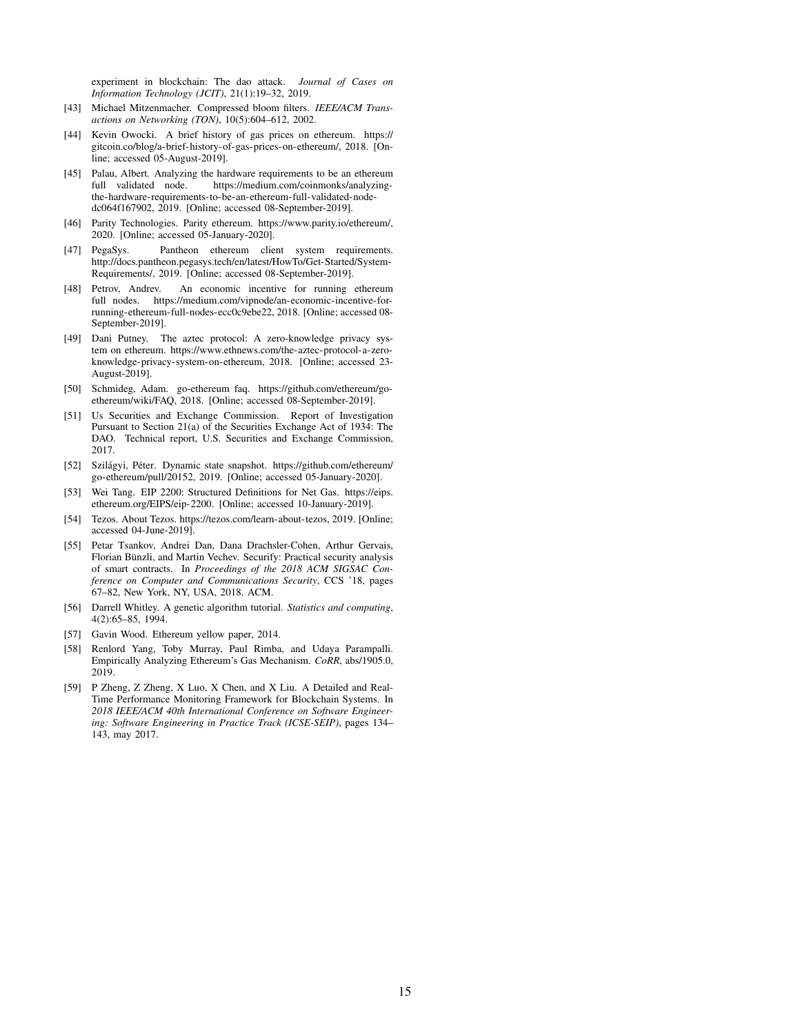experiment in blockchain: The dao attack. *Journal of Cases on Information Technology (JCIT)*, 21(1):19–32, 2019.

[43] Michael Mitzenmacher. Compressed bloom filters. *IEEE/ACM Transactions on Networking (TON)*, 10(5):604–612, 2002.

[44] Kevin Owocki. A brief history of gas prices on ethereum. https://gitcoin.co/blog/a-brief-history-of-gas-prices-on-ethereum/, 2018. [Online; accessed 05-August-2019].

[45] Palau, Albert. Analyzing the hardware requirements to be an ethereum full validated node. https://medium.com/coinmonks/analyzing-the-hardware-requirements-to-be-an-ethereum-full-validated-node-dc064f167902, 2019. [Online; accessed 08-September-2019].

[46] Parity Technologies. Parity ethereum. https://www.parity.io/ethereum/, 2020. [Online; accessed 05-January-2020].

[47] PegaSys. Pantheon ethereum client system requirements. http://docs.pantheon.pegasys.tech/en/latest/HowTo/Get-Started/System-Requirements/, 2019. [Online; accessed 08-September-2019].

[48] Petrov, Andrev. An economic incentive for running ethereum full nodes. https://medium.com/vipnode/an-economic-incentive-for-running-ethereum-full-nodes-ecc0c9ebe22, 2018. [Online; accessed 08-September-2019].

[49] Dani Putney. The aztec protocol: A zero-knowledge privacy system on ethereum. https://www.ethnews.com/the-aztec-protocol-a-zero-knowledge-privacy-system-on-ethereum, 2018. [Online; accessed 23-August-2019].

[50] Schmideg, Adam. go-ethereum faq. https://github.com/ethereum/go-ethereum/wiki/FAQ, 2018. [Online; accessed 08-September-2019].

[51] Us Securities and Exchange Commission. Report of Investigation Pursuant to Section 21(a) of the Securities Exchange Act of 1934: The DAO. Technical report, U.S. Securities and Exchange Commission, 2017.

[52] Szilágyi, Péter. Dynamic state snapshot. https://github.com/ethereum/go-ethereum/pull/20152, 2019. [Online; accessed 05-January-2020].

[53] Wei Tang. EIP 2200: Structured Definitions for Net Gas. https://eips.ethereum.org/EIPS/eip-2200. [Online; accessed 10-January-2019].

[54] Tezos. About Tezos. https://tezos.com/learn-about-tezos, 2019. [Online; accessed 04-June-2019].

[55] Petar Tsankov, Andrei Dan, Dana Drachsler-Cohen, Arthur Gervais, Florian Bünzli, and Martin Vechev. Securify: Practical security analysis of smart contracts. In *Proceedings of the 2018 ACM SIGSAC Conference on Computer and Communications Security*, CCS '18, pages 67–82, New York, NY, USA, 2018. ACM.

[56] Darrell Whitley. A genetic algorithm tutorial. *Statistics and computing*, 4(2):65–85, 1994.

[57] Gavin Wood. Ethereum yellow paper, 2014.

[58] Renlord Yang, Toby Murray, Paul Rimba, and Udaya Parampalli. Empirically Analyzing Ethereum's Gas Mechanism. *CoRR*, abs/1905.0, 2019.

[59] P Zheng, Z Zheng, X Luo, X Chen, and X Liu. A Detailed and Real-Time Performance Monitoring Framework for Blockchain Systems. In *2018 IEEE/ACM 40th International Conference on Software Engineering: Software Engineering in Practice Track (ICSE-SEIP)*, pages 134–143, may 2017.